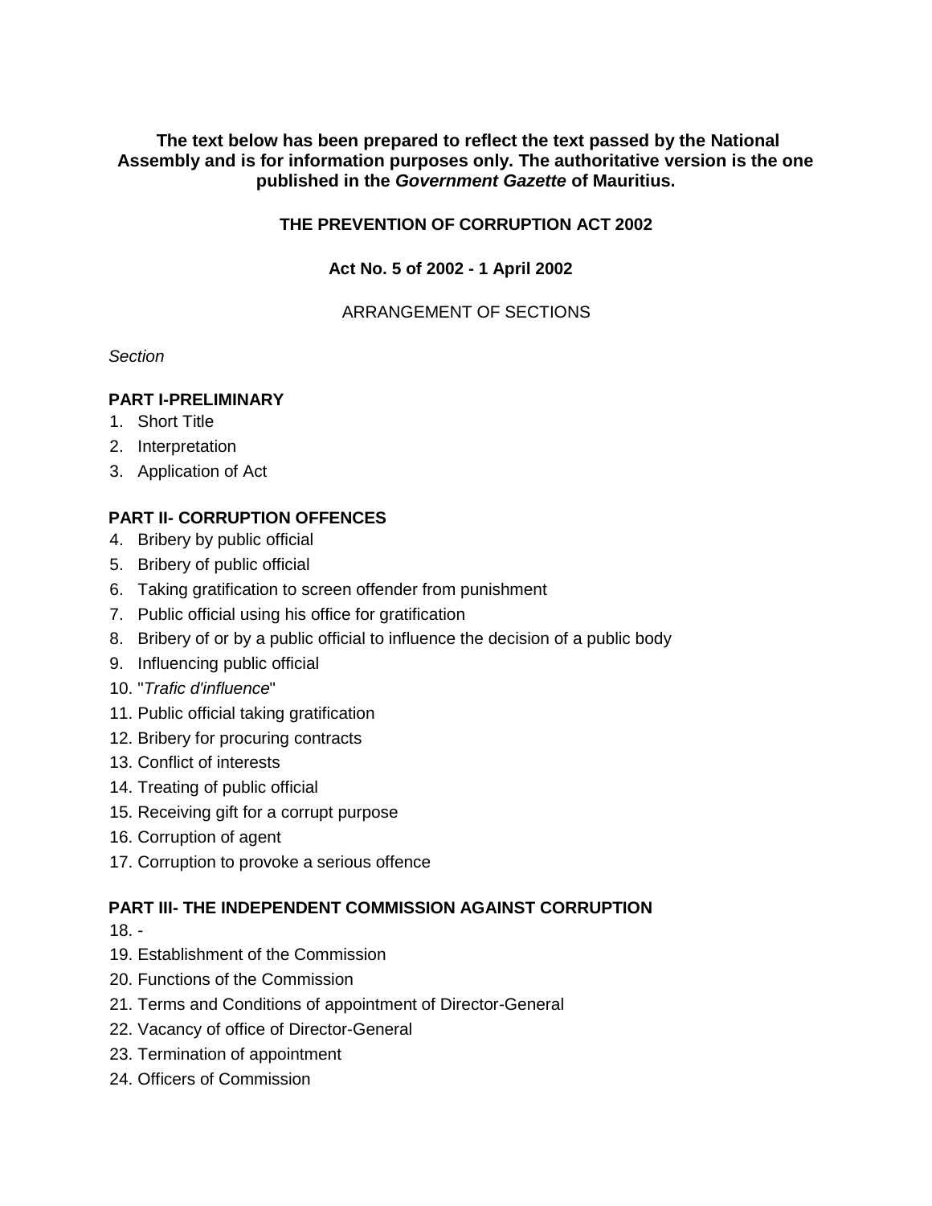**The text below has been prepared to reflect the text passed by the National Assembly and is for information purposes only. The authoritative version is the one published in the *Government Gazette* of Mauritius.**

# THE PREVENTION OF CORRUPTION ACT 2002

**Act No. 5 of 2002 - 1 April 2002**

ARRANGEMENT OF SECTIONS

*Section*

**PART I-PRELIMINARY**

1. Short Title
2. Interpretation
3. Application of Act

**PART II- CORRUPTION OFFENCES**

4. Bribery by public official
5. Bribery of public official
6. Taking gratification to screen offender from punishment
7. Public official using his office for gratification
8. Bribery of or by a public official to influence the decision of a public body
9. Influencing public official
10. "*Trafic d'influence*"
11. Public official taking gratification
12. Bribery for procuring contracts
13. Conflict of interests
14. Treating of public official
15. Receiving gift for a corrupt purpose
16. Corruption of agent
17. Corruption to provoke a serious offence

**PART III- THE INDEPENDENT COMMISSION AGAINST CORRUPTION**

18. -
19. Establishment of the Commission
20. Functions of the Commission
21. Terms and Conditions of appointment of Director-General
22. Vacancy of office of Director-General
23. Termination of appointment
24. Officers of Commission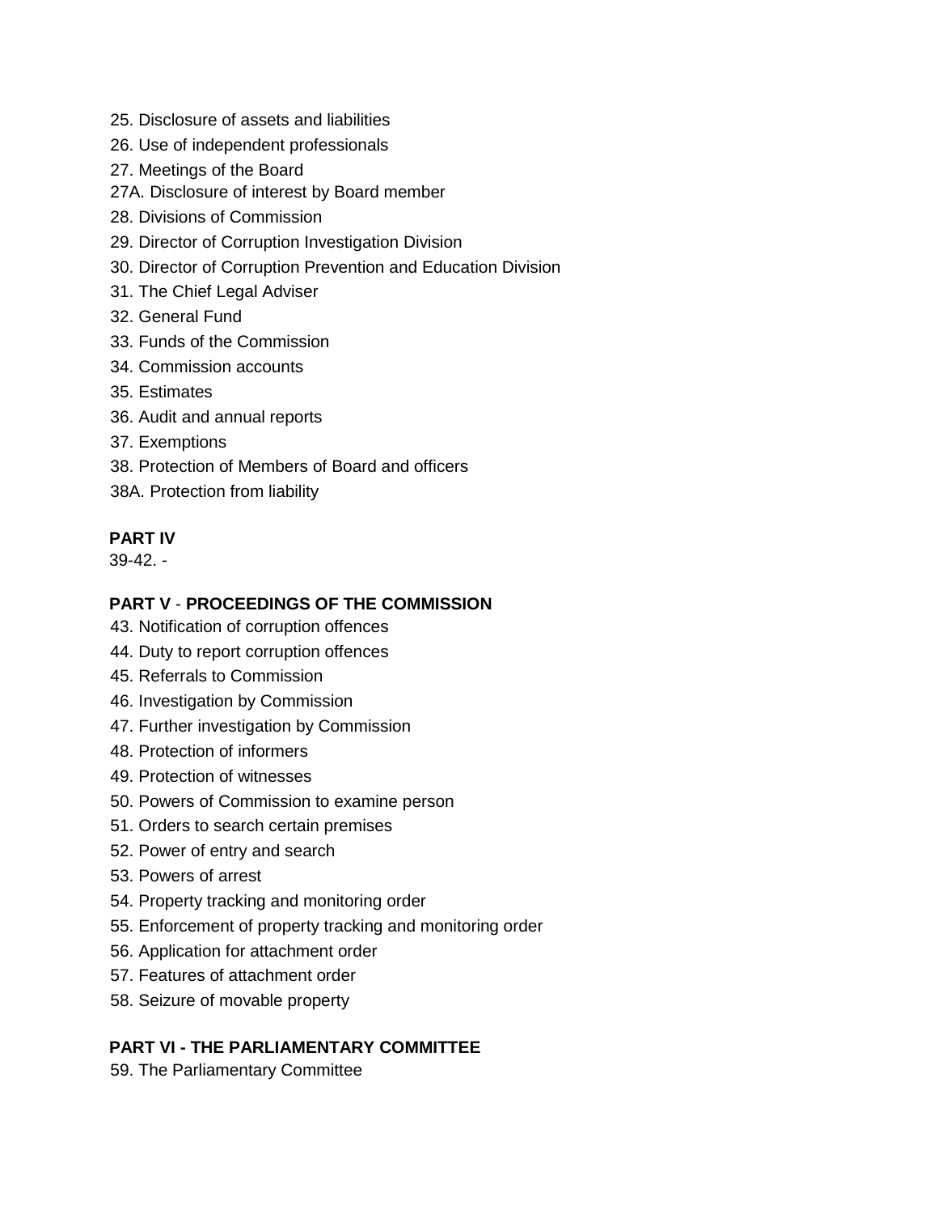25. Disclosure of assets and liabilities
26. Use of independent professionals
27. Meetings of the Board
27A. Disclosure of interest by Board member
28. Divisions of Commission
29. Director of Corruption Investigation Division
30. Director of Corruption Prevention and Education Division
31. The Chief Legal Adviser
32. General Fund
33. Funds of the Commission
34. Commission accounts
35. Estimates
36. Audit and annual reports
37. Exemptions
38. Protection of Members of Board and officers
38A. Protection from liability

**PART IV**

39-42. -

**PART V** - **PROCEEDINGS OF THE COMMISSION**

43. Notification of corruption offences
44. Duty to report corruption offences
45. Referrals to Commission
46. Investigation by Commission
47. Further investigation by Commission
48. Protection of informers
49. Protection of witnesses
50. Powers of Commission to examine person
51. Orders to search certain premises
52. Power of entry and search
53. Powers of arrest
54. Property tracking and monitoring order
55. Enforcement of property tracking and monitoring order
56. Application for attachment order
57. Features of attachment order
58. Seizure of movable property

**PART VI - THE PARLIAMENTARY COMMITTEE**

59. The Parliamentary Committee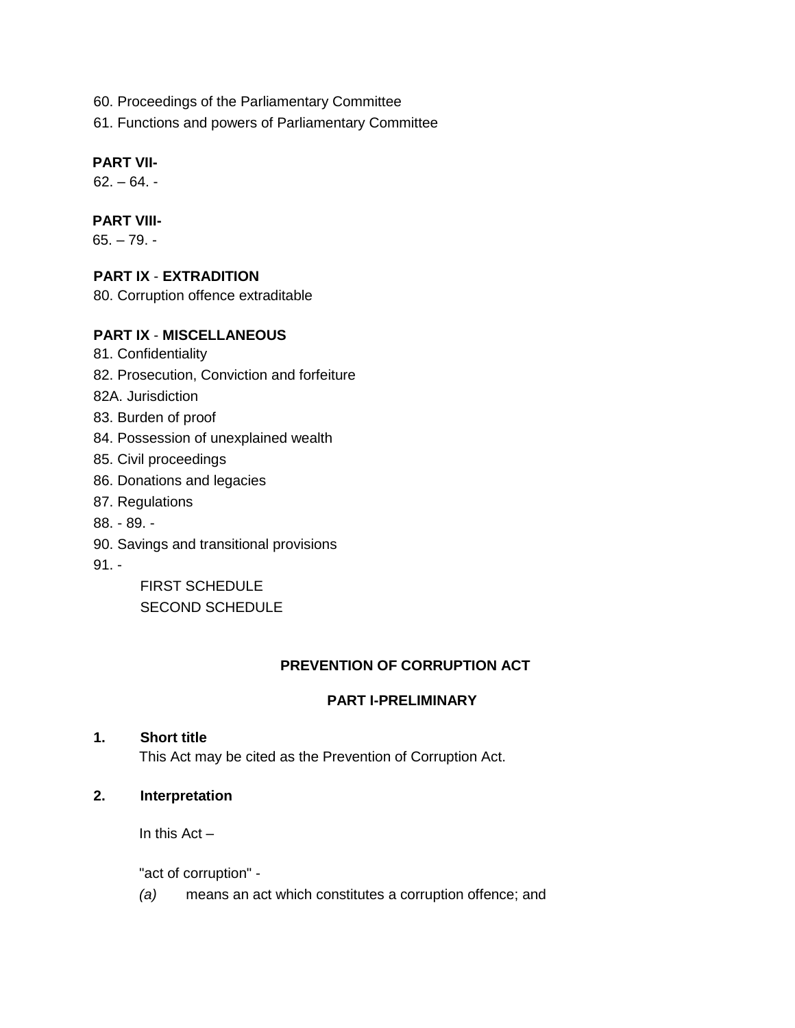60. Proceedings of the Parliamentary Committee

61. Functions and powers of Parliamentary Committee

**PART VII-**

62. – 64. -

**PART VIII-**

65. – 79. -

**PART IX** - **EXTRADITION**

80. Corruption offence extraditable

**PART IX** - **MISCELLANEOUS**

81. Confidentiality

82. Prosecution, Conviction and forfeiture

82A. Jurisdiction

83. Burden of proof

84. Possession of unexplained wealth

85. Civil proceedings

86. Donations and legacies

87. Regulations

88. - 89. -

90. Savings and transitional provisions

91. -

FIRST SCHEDULE

SECOND SCHEDULE

# PREVENTION OF CORRUPTION ACT

## PART I-PRELIMINARY

**1. Short title**

This Act may be cited as the Prevention of Corruption Act.

**2. Interpretation**

In this Act –

"act of corruption" -

*(a)* means an act which constitutes a corruption offence; and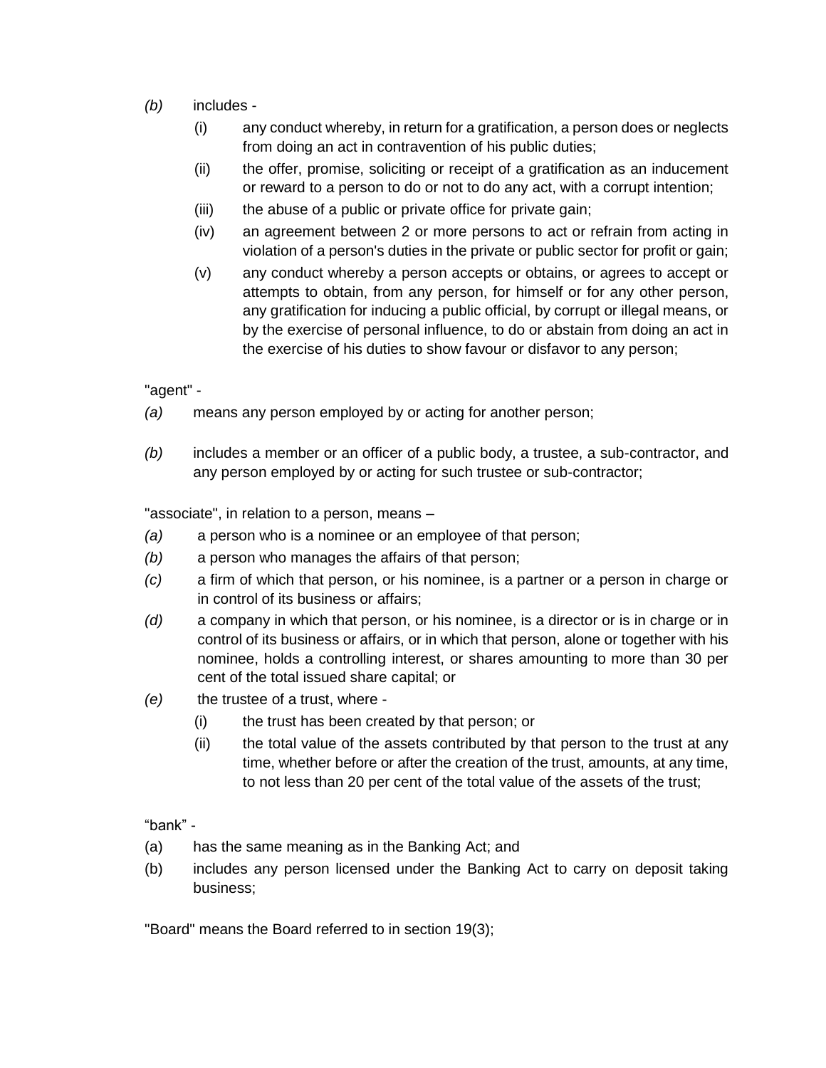*(b)* includes -

(i) any conduct whereby, in return for a gratification, a person does or neglects from doing an act in contravention of his public duties;

(ii) the offer, promise, soliciting or receipt of a gratification as an inducement or reward to a person to do or not to do any act, with a corrupt intention;

(iii) the abuse of a public or private office for private gain;

(iv) an agreement between 2 or more persons to act or refrain from acting in violation of a person's duties in the private or public sector for profit or gain;

(v) any conduct whereby a person accepts or obtains, or agrees to accept or attempts to obtain, from any person, for himself or for any other person, any gratification for inducing a public official, by corrupt or illegal means, or by the exercise of personal influence, to do or abstain from doing an act in the exercise of his duties to show favour or disfavor to any person;

"agent" -

*(a)* means any person employed by or acting for another person;

*(b)* includes a member or an officer of a public body, a trustee, a sub-contractor, and any person employed by or acting for such trustee or sub-contractor;

"associate", in relation to a person, means –

*(a)* a person who is a nominee or an employee of that person;

*(b)* a person who manages the affairs of that person;

*(c)* a firm of which that person, or his nominee, is a partner or a person in charge or in control of its business or affairs;

*(d)* a company in which that person, or his nominee, is a director or is in charge or in control of its business or affairs, or in which that person, alone or together with his nominee, holds a controlling interest, or shares amounting to more than 30 per cent of the total issued share capital; or

*(e)* the trustee of a trust, where -

(i) the trust has been created by that person; or

(ii) the total value of the assets contributed by that person to the trust at any time, whether before or after the creation of the trust, amounts, at any time, to not less than 20 per cent of the total value of the assets of the trust;

"bank" -

(a) has the same meaning as in the Banking Act; and

(b) includes any person licensed under the Banking Act to carry on deposit taking business;

"Board" means the Board referred to in section 19(3);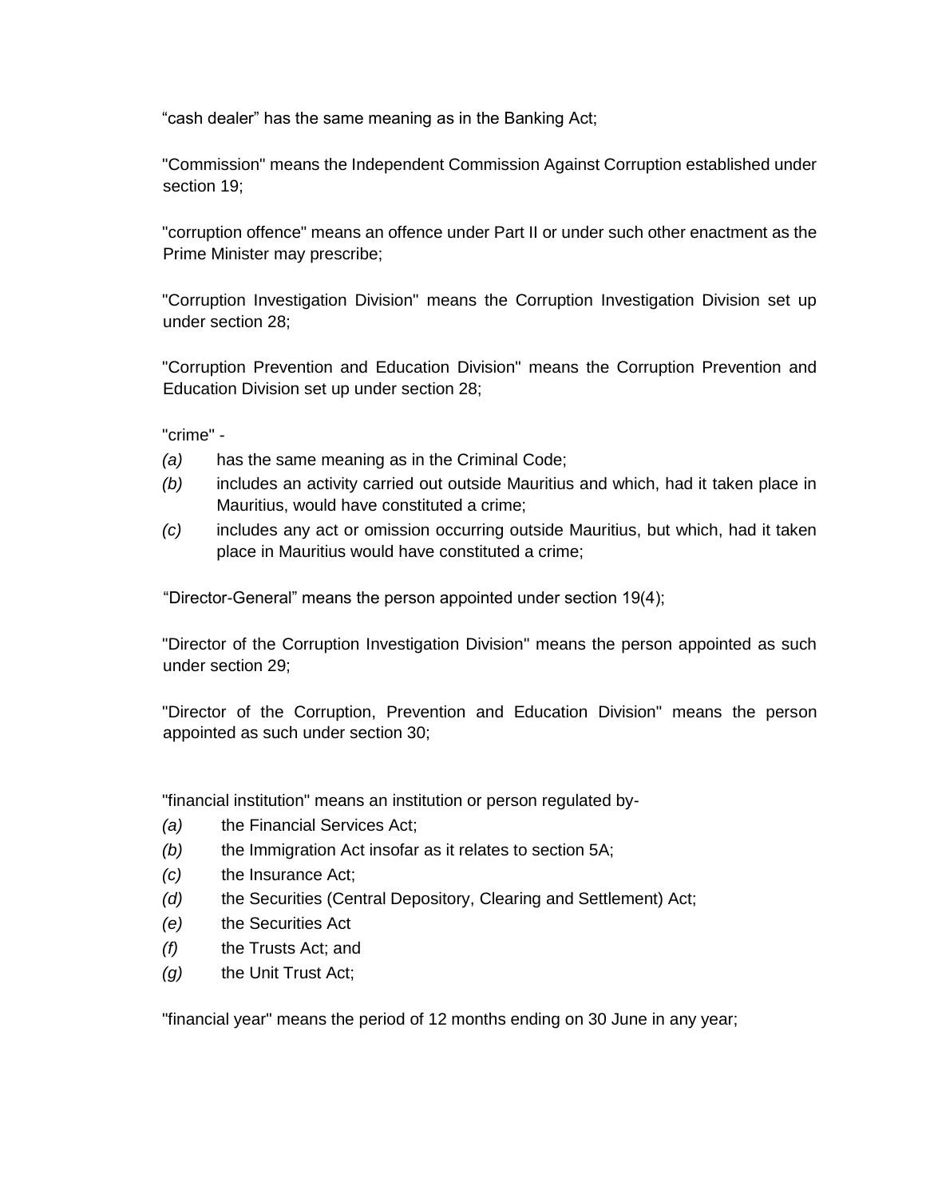“cash dealer” has the same meaning as in the Banking Act;

"Commission" means the Independent Commission Against Corruption established under section 19;

"corruption offence" means an offence under Part II or under such other enactment as the Prime Minister may prescribe;

"Corruption Investigation Division" means the Corruption Investigation Division set up under section 28;

"Corruption Prevention and Education Division" means the Corruption Prevention and Education Division set up under section 28;

"crime" -

*(a)* has the same meaning as in the Criminal Code;

*(b)* includes an activity carried out outside Mauritius and which, had it taken place in Mauritius, would have constituted a crime;

*(c)* includes any act or omission occurring outside Mauritius, but which, had it taken place in Mauritius would have constituted a crime;

“Director-General” means the person appointed under section 19(4);

"Director of the Corruption Investigation Division" means the person appointed as such under section 29;

"Director of the Corruption, Prevention and Education Division" means the person appointed as such under section 30;

"financial institution" means an institution or person regulated by-

*(a)* the Financial Services Act;

*(b)* the Immigration Act insofar as it relates to section 5A;

*(c)* the Insurance Act;

*(d)* the Securities (Central Depository, Clearing and Settlement) Act;

*(e)* the Securities Act

*(f)* the Trusts Act; and

*(g)* the Unit Trust Act;

"financial year" means the period of 12 months ending on 30 June in any year;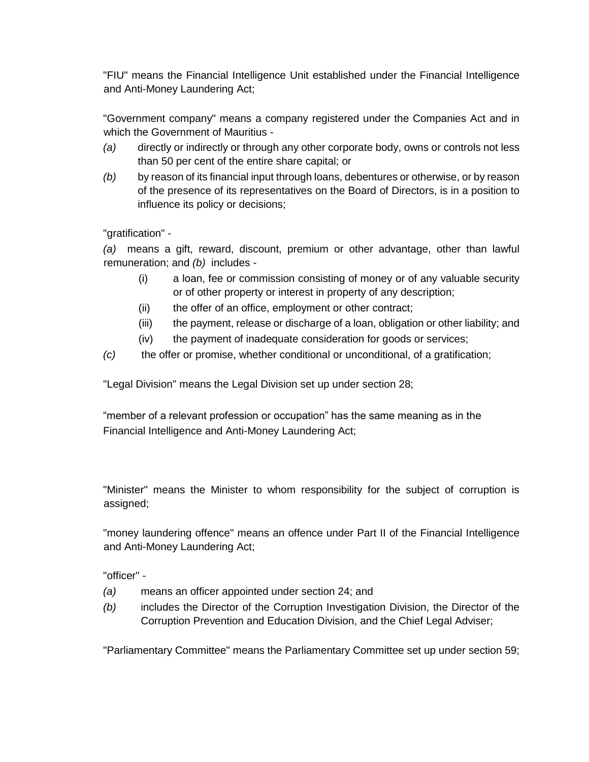"FIU" means the Financial Intelligence Unit established under the Financial Intelligence and Anti-Money Laundering Act;

"Government company" means a company registered under the Companies Act and in which the Government of Mauritius -

*(a)* directly or indirectly or through any other corporate body, owns or controls not less than 50 per cent of the entire share capital; or

*(b)* by reason of its financial input through loans, debentures or otherwise, or by reason of the presence of its representatives on the Board of Directors, is in a position to influence its policy or decisions;

"gratification" -

*(a)* means a gift, reward, discount, premium or other advantage, other than lawful remuneration; and *(b)* includes -

(i) a loan, fee or commission consisting of money or of any valuable security or of other property or interest in property of any description;

(ii) the offer of an office, employment or other contract;

(iii) the payment, release or discharge of a loan, obligation or other liability; and

(iv) the payment of inadequate consideration for goods or services;

*(c)* the offer or promise, whether conditional or unconditional, of a gratification;

"Legal Division" means the Legal Division set up under section 28;

“member of a relevant profession or occupation” has the same meaning as in the Financial Intelligence and Anti-Money Laundering Act;

"Minister" means the Minister to whom responsibility for the subject of corruption is assigned;

"money laundering offence" means an offence under Part II of the Financial Intelligence and Anti-Money Laundering Act;

"officer" -

*(a)* means an officer appointed under section 24; and

*(b)* includes the Director of the Corruption Investigation Division, the Director of the Corruption Prevention and Education Division, and the Chief Legal Adviser;

"Parliamentary Committee" means the Parliamentary Committee set up under section 59;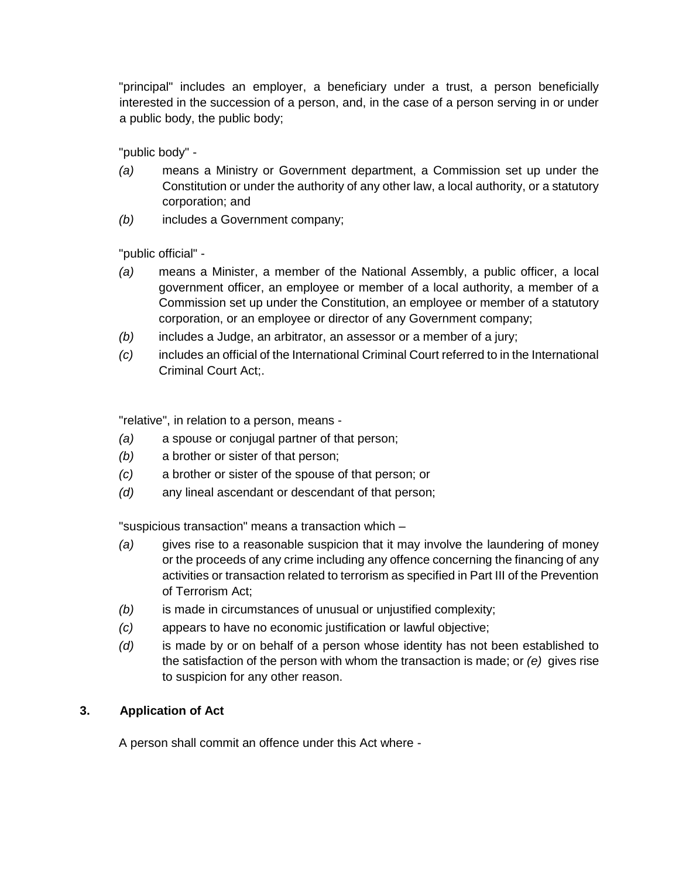"principal" includes an employer, a beneficiary under a trust, a person beneficially interested in the succession of a person, and, in the case of a person serving in or under a public body, the public body;

"public body" -

*(a)* means a Ministry or Government department, a Commission set up under the Constitution or under the authority of any other law, a local authority, or a statutory corporation; and

*(b)* includes a Government company;

"public official" -

*(a)* means a Minister, a member of the National Assembly, a public officer, a local government officer, an employee or member of a local authority, a member of a Commission set up under the Constitution, an employee or member of a statutory corporation, or an employee or director of any Government company;

*(b)* includes a Judge, an arbitrator, an assessor or a member of a jury;

*(c)* includes an official of the International Criminal Court referred to in the International Criminal Court Act;.

"relative", in relation to a person, means -

*(a)* a spouse or conjugal partner of that person;

*(b)* a brother or sister of that person;

*(c)* a brother or sister of the spouse of that person; or

*(d)* any lineal ascendant or descendant of that person;

"suspicious transaction" means a transaction which –

*(a)* gives rise to a reasonable suspicion that it may involve the laundering of money or the proceeds of any crime including any offence concerning the financing of any activities or transaction related to terrorism as specified in Part III of the Prevention of Terrorism Act;

*(b)* is made in circumstances of unusual or unjustified complexity;

*(c)* appears to have no economic justification or lawful objective;

*(d)* is made by or on behalf of a person whose identity has not been established to the satisfaction of the person with whom the transaction is made; or *(e)* gives rise to suspicion for any other reason.

**3. Application of Act**

A person shall commit an offence under this Act where -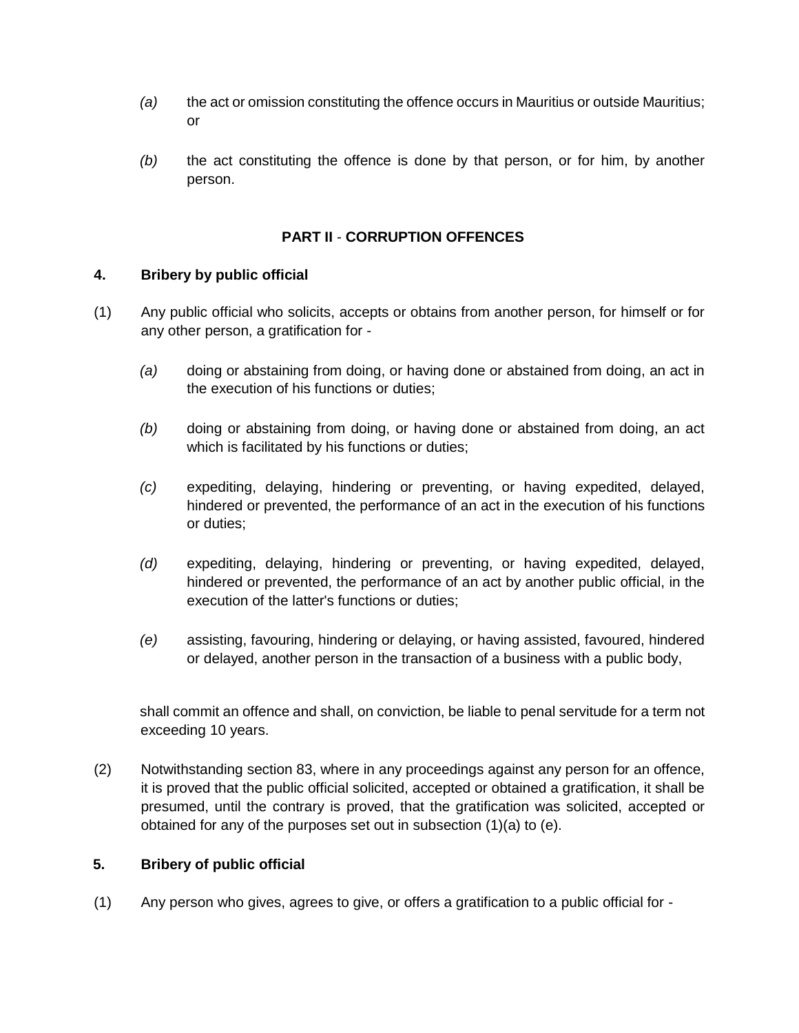*(a)* the act or omission constituting the offence occurs in Mauritius or outside Mauritius; or

*(b)* the act constituting the offence is done by that person, or for him, by another person.

## PART II - CORRUPTION OFFENCES

### 4. Bribery by public official

(1) Any public official who solicits, accepts or obtains from another person, for himself or for any other person, a gratification for -

*(a)* doing or abstaining from doing, or having done or abstained from doing, an act in the execution of his functions or duties;

*(b)* doing or abstaining from doing, or having done or abstained from doing, an act which is facilitated by his functions or duties;

*(c)* expediting, delaying, hindering or preventing, or having expedited, delayed, hindered or prevented, the performance of an act in the execution of his functions or duties;

*(d)* expediting, delaying, hindering or preventing, or having expedited, delayed, hindered or prevented, the performance of an act by another public official, in the execution of the latter's functions or duties;

*(e)* assisting, favouring, hindering or delaying, or having assisted, favoured, hindered or delayed, another person in the transaction of a business with a public body,

shall commit an offence and shall, on conviction, be liable to penal servitude for a term not exceeding 10 years.

(2) Notwithstanding section 83, where in any proceedings against any person for an offence, it is proved that the public official solicited, accepted or obtained a gratification, it shall be presumed, until the contrary is proved, that the gratification was solicited, accepted or obtained for any of the purposes set out in subsection (1)(a) to (e).

### 5. Bribery of public official

(1) Any person who gives, agrees to give, or offers a gratification to a public official for -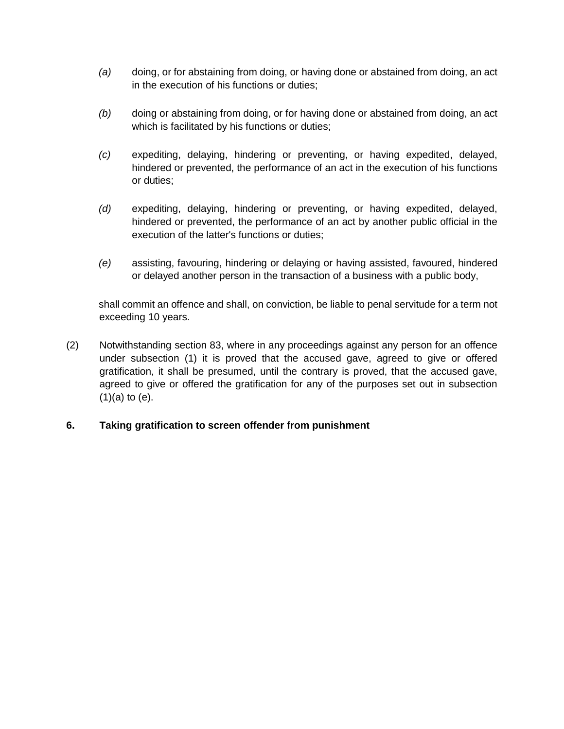*(a)* doing, or for abstaining from doing, or having done or abstained from doing, an act in the execution of his functions or duties;

*(b)* doing or abstaining from doing, or for having done or abstained from doing, an act which is facilitated by his functions or duties;

*(c)* expediting, delaying, hindering or preventing, or having expedited, delayed, hindered or prevented, the performance of an act in the execution of his functions or duties;

*(d)* expediting, delaying, hindering or preventing, or having expedited, delayed, hindered or prevented, the performance of an act by another public official in the execution of the latter's functions or duties;

*(e)* assisting, favouring, hindering or delaying or having assisted, favoured, hindered or delayed another person in the transaction of a business with a public body,

shall commit an offence and shall, on conviction, be liable to penal servitude for a term not exceeding 10 years.

(2) Notwithstanding section 83, where in any proceedings against any person for an offence under subsection (1) it is proved that the accused gave, agreed to give or offered gratification, it shall be presumed, until the contrary is proved, that the accused gave, agreed to give or offered the gratification for any of the purposes set out in subsection (1)(a) to (e).

**6. Taking gratification to screen offender from punishment**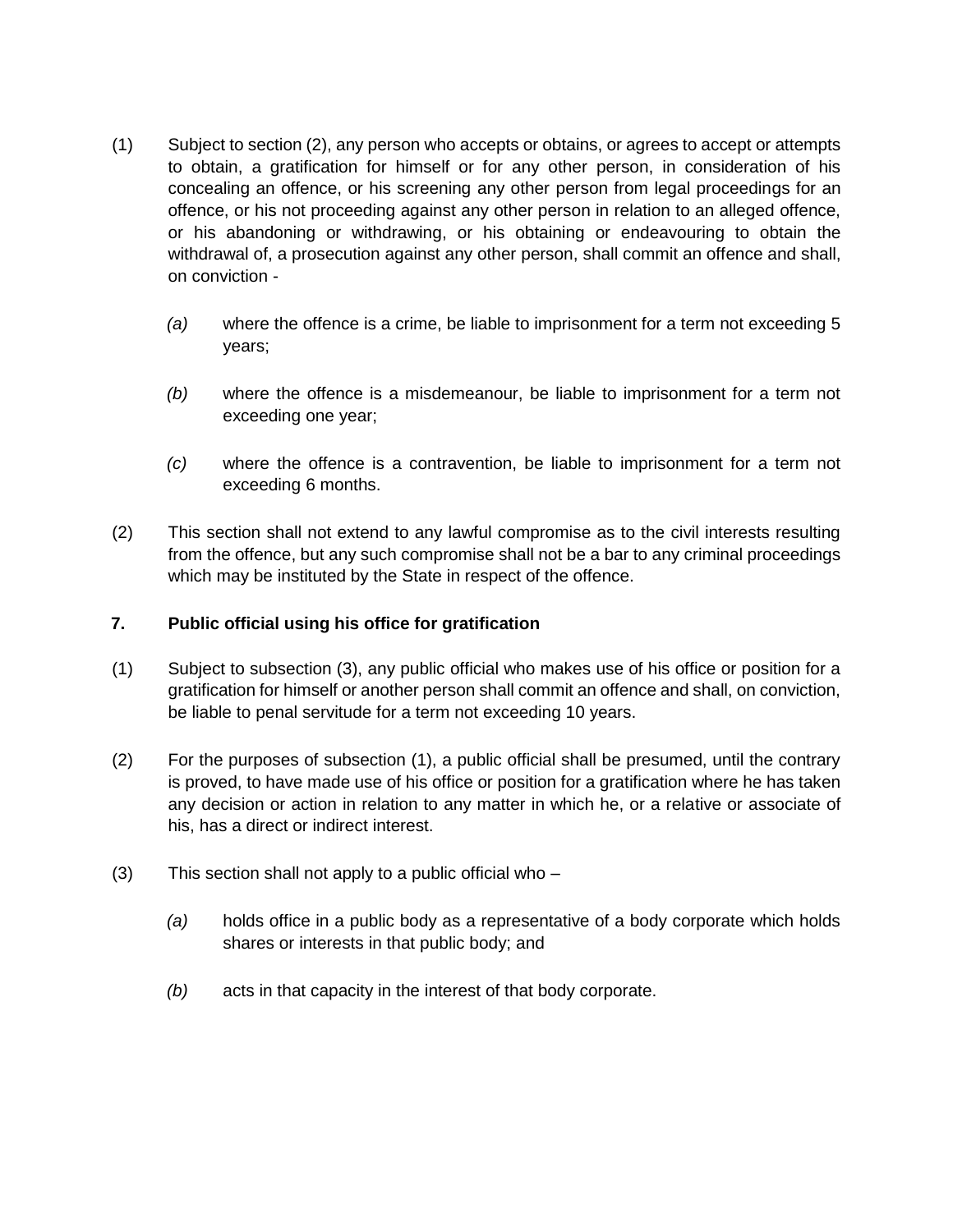(1) Subject to section (2), any person who accepts or obtains, or agrees to accept or attempts to obtain, a gratification for himself or for any other person, in consideration of his concealing an offence, or his screening any other person from legal proceedings for an offence, or his not proceeding against any other person in relation to an alleged offence, or his abandoning or withdrawing, or his obtaining or endeavouring to obtain the withdrawal of, a prosecution against any other person, shall commit an offence and shall, on conviction -

*(a)* where the offence is a crime, be liable to imprisonment for a term not exceeding 5 years;

*(b)* where the offence is a misdemeanour, be liable to imprisonment for a term not exceeding one year;

*(c)* where the offence is a contravention, be liable to imprisonment for a term not exceeding 6 months.

(2) This section shall not extend to any lawful compromise as to the civil interests resulting from the offence, but any such compromise shall not be a bar to any criminal proceedings which may be instituted by the State in respect of the offence.

**7. Public official using his office for gratification**

(1) Subject to subsection (3), any public official who makes use of his office or position for a gratification for himself or another person shall commit an offence and shall, on conviction, be liable to penal servitude for a term not exceeding 10 years.

(2) For the purposes of subsection (1), a public official shall be presumed, until the contrary is proved, to have made use of his office or position for a gratification where he has taken any decision or action in relation to any matter in which he, or a relative or associate of his, has a direct or indirect interest.

(3) This section shall not apply to a public official who –

*(a)* holds office in a public body as a representative of a body corporate which holds shares or interests in that public body; and

*(b)* acts in that capacity in the interest of that body corporate.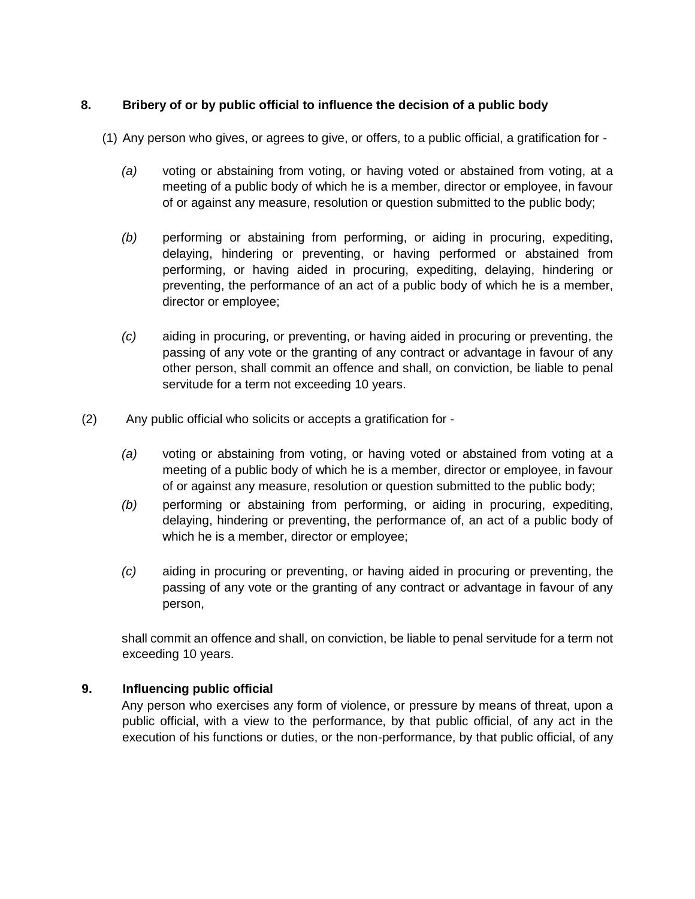**8. Bribery of or by public official to influence the decision of a public body**

(1) Any person who gives, or agrees to give, or offers, to a public official, a gratification for -

*(a)* voting or abstaining from voting, or having voted or abstained from voting, at a meeting of a public body of which he is a member, director or employee, in favour of or against any measure, resolution or question submitted to the public body;

*(b)* performing or abstaining from performing, or aiding in procuring, expediting, delaying, hindering or preventing, or having performed or abstained from performing, or having aided in procuring, expediting, delaying, hindering or preventing, the performance of an act of a public body of which he is a member, director or employee;

*(c)* aiding in procuring, or preventing, or having aided in procuring or preventing, the passing of any vote or the granting of any contract or advantage in favour of any other person, shall commit an offence and shall, on conviction, be liable to penal servitude for a term not exceeding 10 years.

(2) Any public official who solicits or accepts a gratification for -

*(a)* voting or abstaining from voting, or having voted or abstained from voting at a meeting of a public body of which he is a member, director or employee, in favour of or against any measure, resolution or question submitted to the public body;

*(b)* performing or abstaining from performing, or aiding in procuring, expediting, delaying, hindering or preventing, the performance of, an act of a public body of which he is a member, director or employee;

*(c)* aiding in procuring or preventing, or having aided in procuring or preventing, the passing of any vote or the granting of any contract or advantage in favour of any person,

shall commit an offence and shall, on conviction, be liable to penal servitude for a term not exceeding 10 years.

**9. Influencing public official**

Any person who exercises any form of violence, or pressure by means of threat, upon a public official, with a view to the performance, by that public official, of any act in the execution of his functions or duties, or the non-performance, by that public official, of any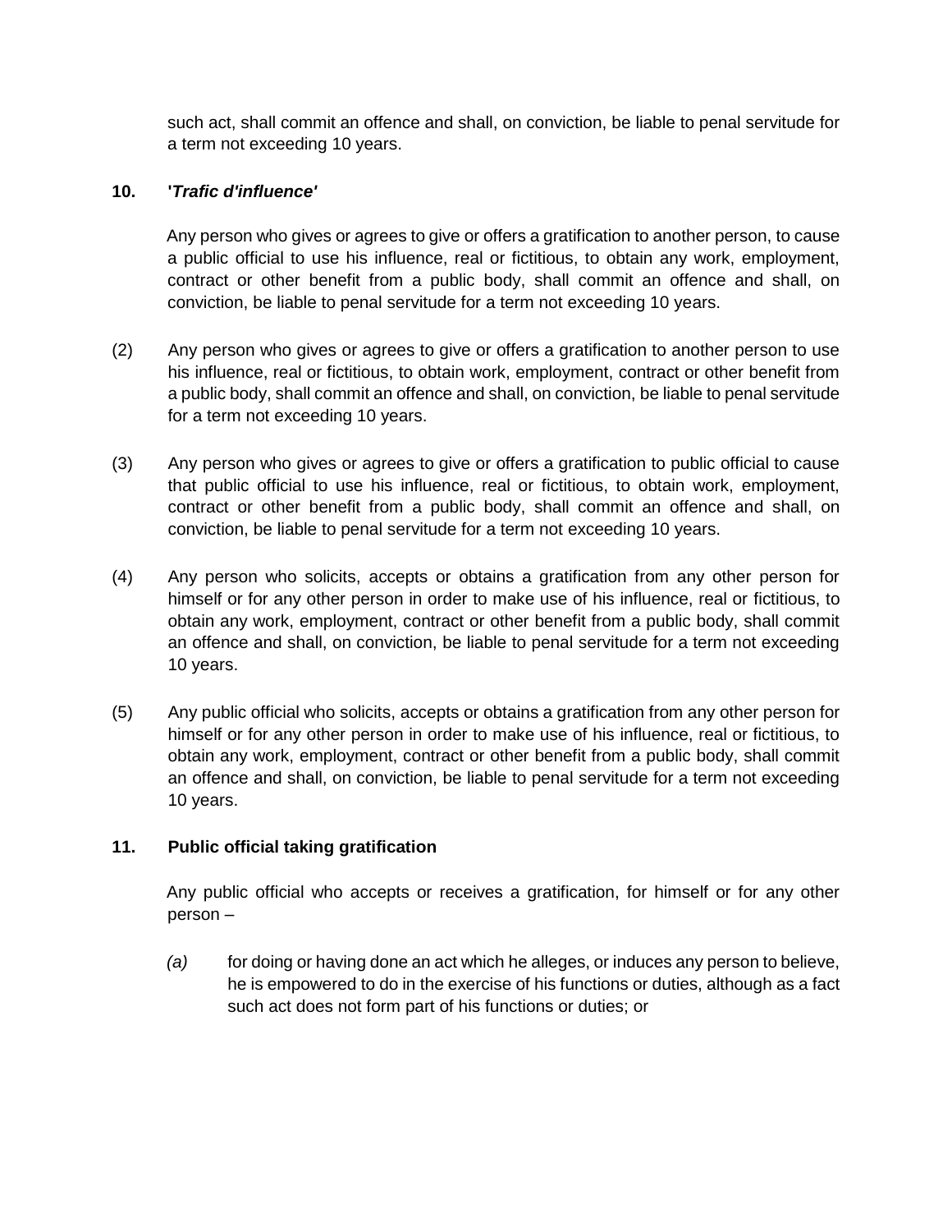such act, shall commit an offence and shall, on conviction, be liable to penal servitude for a term not exceeding 10 years.

**10. '*Trafic d'influence*'**

Any person who gives or agrees to give or offers a gratification to another person, to cause a public official to use his influence, real or fictitious, to obtain any work, employment, contract or other benefit from a public body, shall commit an offence and shall, on conviction, be liable to penal servitude for a term not exceeding 10 years.

(2) Any person who gives or agrees to give or offers a gratification to another person to use his influence, real or fictitious, to obtain work, employment, contract or other benefit from a public body, shall commit an offence and shall, on conviction, be liable to penal servitude for a term not exceeding 10 years.

(3) Any person who gives or agrees to give or offers a gratification to public official to cause that public official to use his influence, real or fictitious, to obtain work, employment, contract or other benefit from a public body, shall commit an offence and shall, on conviction, be liable to penal servitude for a term not exceeding 10 years.

(4) Any person who solicits, accepts or obtains a gratification from any other person for himself or for any other person in order to make use of his influence, real or fictitious, to obtain any work, employment, contract or other benefit from a public body, shall commit an offence and shall, on conviction, be liable to penal servitude for a term not exceeding 10 years.

(5) Any public official who solicits, accepts or obtains a gratification from any other person for himself or for any other person in order to make use of his influence, real or fictitious, to obtain any work, employment, contract or other benefit from a public body, shall commit an offence and shall, on conviction, be liable to penal servitude for a term not exceeding 10 years.

**11. Public official taking gratification**

Any public official who accepts or receives a gratification, for himself or for any other person –

*(a)* for doing or having done an act which he alleges, or induces any person to believe, he is empowered to do in the exercise of his functions or duties, although as a fact such act does not form part of his functions or duties; or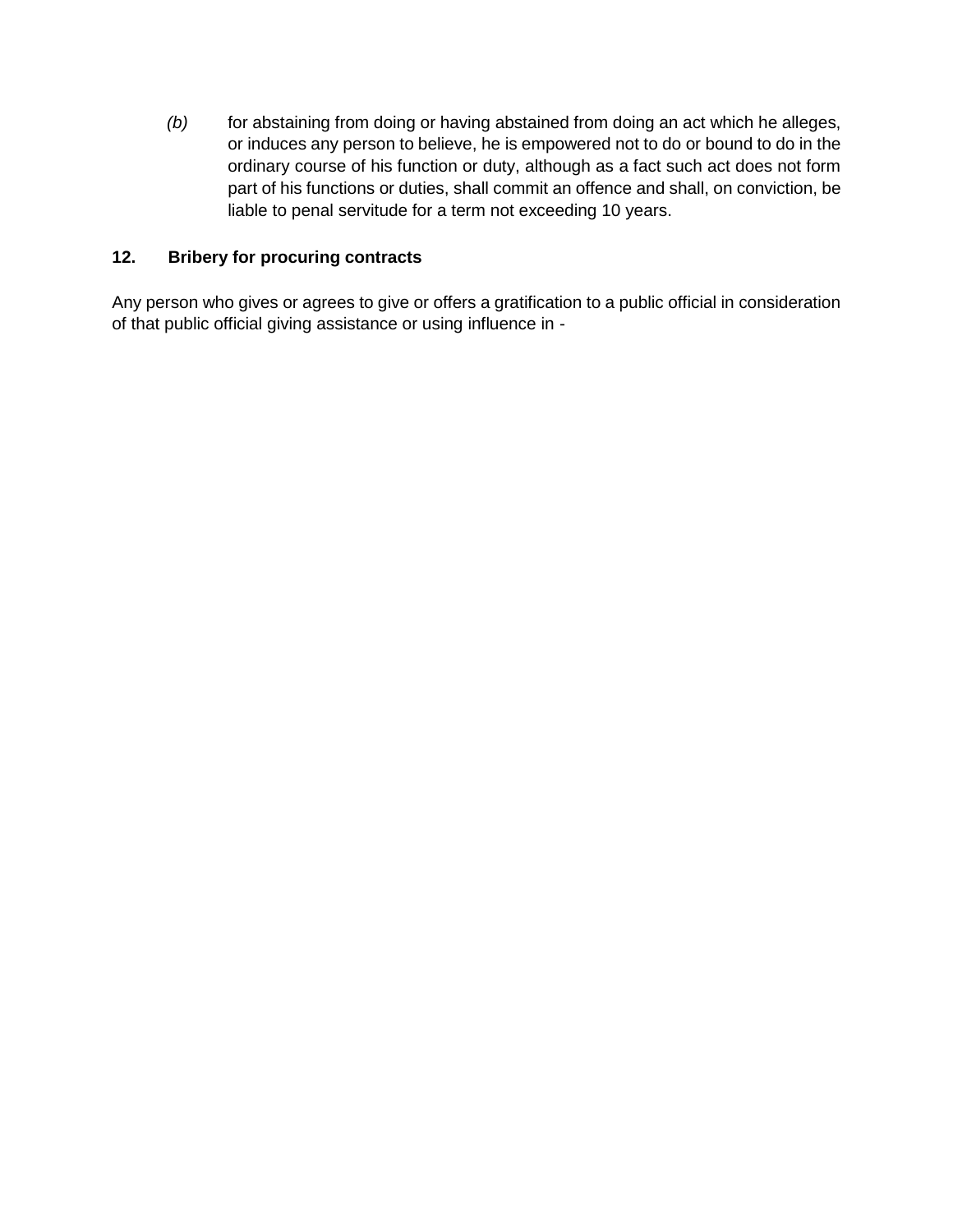*(b)* for abstaining from doing or having abstained from doing an act which he alleges, or induces any person to believe, he is empowered not to do or bound to do in the ordinary course of his function or duty, although as a fact such act does not form part of his functions or duties, shall commit an offence and shall, on conviction, be liable to penal servitude for a term not exceeding 10 years.

### 12. Bribery for procuring contracts

Any person who gives or agrees to give or offers a gratification to a public official in consideration of that public official giving assistance or using influence in -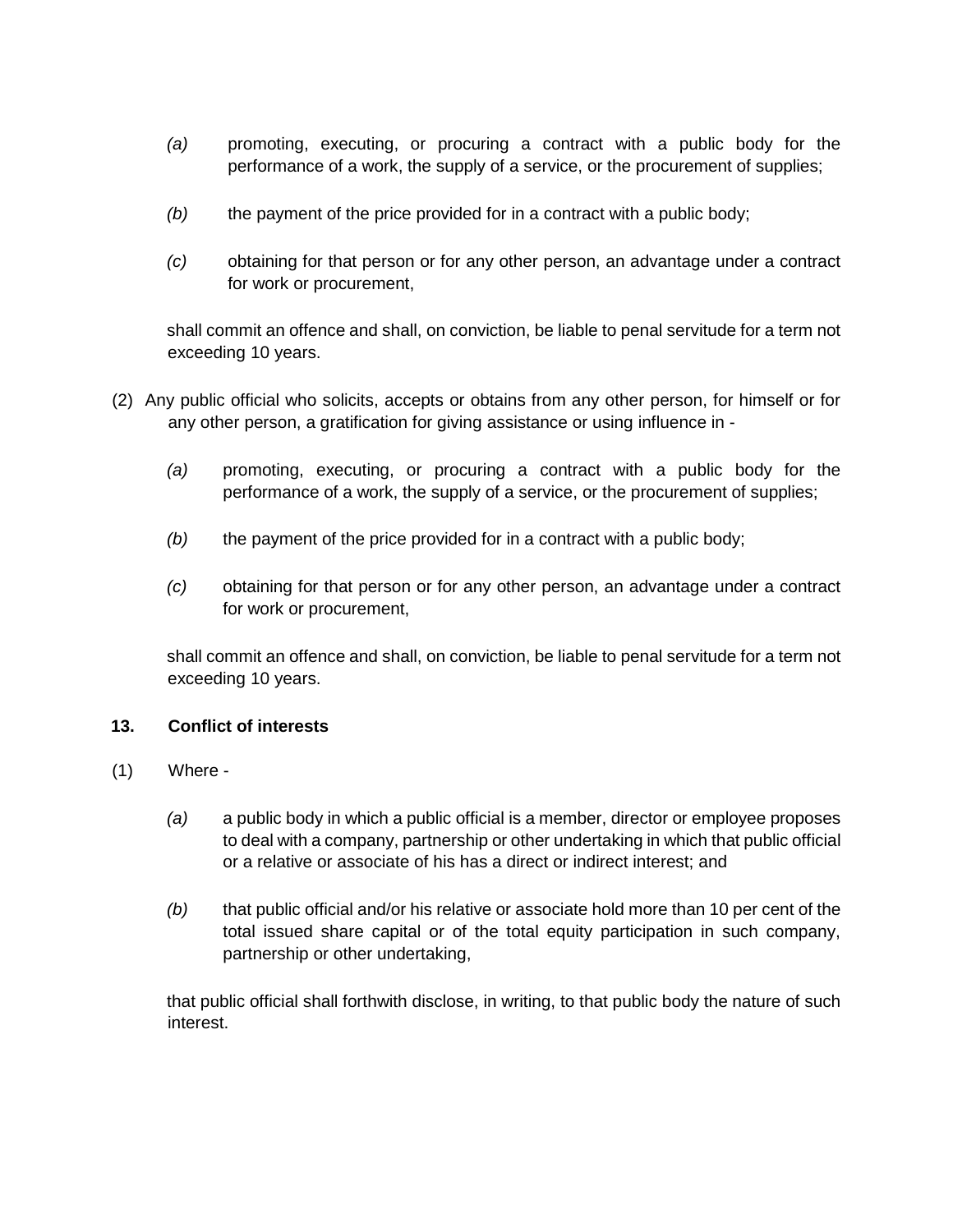*(a)* promoting, executing, or procuring a contract with a public body for the performance of a work, the supply of a service, or the procurement of supplies;

*(b)* the payment of the price provided for in a contract with a public body;

*(c)* obtaining for that person or for any other person, an advantage under a contract for work or procurement,

shall commit an offence and shall, on conviction, be liable to penal servitude for a term not exceeding 10 years.

(2) Any public official who solicits, accepts or obtains from any other person, for himself or for any other person, a gratification for giving assistance or using influence in -

*(a)* promoting, executing, or procuring a contract with a public body for the performance of a work, the supply of a service, or the procurement of supplies;

*(b)* the payment of the price provided for in a contract with a public body;

*(c)* obtaining for that person or for any other person, an advantage under a contract for work or procurement,

shall commit an offence and shall, on conviction, be liable to penal servitude for a term not exceeding 10 years.

**13. Conflict of interests**

(1) Where -

*(a)* a public body in which a public official is a member, director or employee proposes to deal with a company, partnership or other undertaking in which that public official or a relative or associate of his has a direct or indirect interest; and

*(b)* that public official and/or his relative or associate hold more than 10 per cent of the total issued share capital or of the total equity participation in such company, partnership or other undertaking,

that public official shall forthwith disclose, in writing, to that public body the nature of such interest.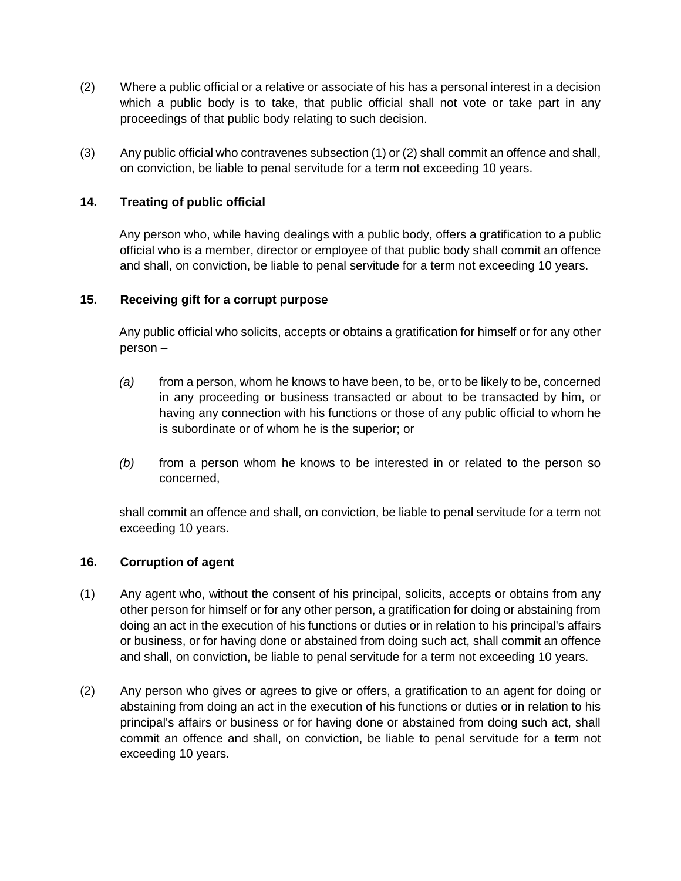(2) Where a public official or a relative or associate of his has a personal interest in a decision which a public body is to take, that public official shall not vote or take part in any proceedings of that public body relating to such decision.

(3) Any public official who contravenes subsection (1) or (2) shall commit an offence and shall, on conviction, be liable to penal servitude for a term not exceeding 10 years.

### 14. Treating of public official

Any person who, while having dealings with a public body, offers a gratification to a public official who is a member, director or employee of that public body shall commit an offence and shall, on conviction, be liable to penal servitude for a term not exceeding 10 years.

### 15. Receiving gift for a corrupt purpose

Any public official who solicits, accepts or obtains a gratification for himself or for any other person –

*(a)* from a person, whom he knows to have been, to be, or to be likely to be, concerned in any proceeding or business transacted or about to be transacted by him, or having any connection with his functions or those of any public official to whom he is subordinate or of whom he is the superior; or

*(b)* from a person whom he knows to be interested in or related to the person so concerned,

shall commit an offence and shall, on conviction, be liable to penal servitude for a term not exceeding 10 years.

### 16. Corruption of agent

(1) Any agent who, without the consent of his principal, solicits, accepts or obtains from any other person for himself or for any other person, a gratification for doing or abstaining from doing an act in the execution of his functions or duties or in relation to his principal's affairs or business, or for having done or abstained from doing such act, shall commit an offence and shall, on conviction, be liable to penal servitude for a term not exceeding 10 years.

(2) Any person who gives or agrees to give or offers, a gratification to an agent for doing or abstaining from doing an act in the execution of his functions or duties or in relation to his principal's affairs or business or for having done or abstained from doing such act, shall commit an offence and shall, on conviction, be liable to penal servitude for a term not exceeding 10 years.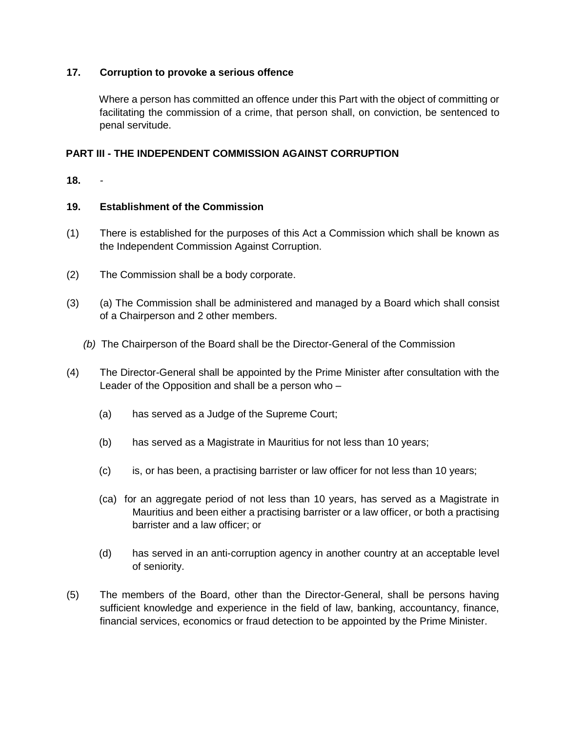**17. Corruption to provoke a serious offence**

Where a person has committed an offence under this Part with the object of committing or facilitating the commission of a crime, that person shall, on conviction, be sentenced to penal servitude.

**PART III - THE INDEPENDENT COMMISSION AGAINST CORRUPTION**

**18.** -

**19. Establishment of the Commission**

(1) There is established for the purposes of this Act a Commission which shall be known as the Independent Commission Against Corruption.

(2) The Commission shall be a body corporate.

(3) (a) The Commission shall be administered and managed by a Board which shall consist of a Chairperson and 2 other members.

*(b)* The Chairperson of the Board shall be the Director-General of the Commission

(4) The Director-General shall be appointed by the Prime Minister after consultation with the Leader of the Opposition and shall be a person who –

(a) has served as a Judge of the Supreme Court;

(b) has served as a Magistrate in Mauritius for not less than 10 years;

(c) is, or has been, a practising barrister or law officer for not less than 10 years;

(ca) for an aggregate period of not less than 10 years, has served as a Magistrate in Mauritius and been either a practising barrister or a law officer, or both a practising barrister and a law officer; or

(d) has served in an anti-corruption agency in another country at an acceptable level of seniority.

(5) The members of the Board, other than the Director-General, shall be persons having sufficient knowledge and experience in the field of law, banking, accountancy, finance, financial services, economics or fraud detection to be appointed by the Prime Minister.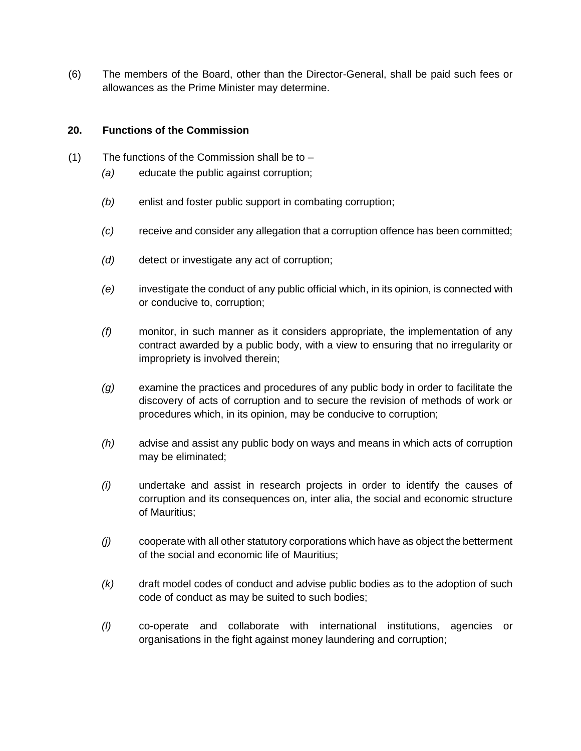(6) The members of the Board, other than the Director-General, shall be paid such fees or allowances as the Prime Minister may determine.

### 20. Functions of the Commission

(1) The functions of the Commission shall be to –

*(a)* educate the public against corruption;

*(b)* enlist and foster public support in combating corruption;

*(c)* receive and consider any allegation that a corruption offence has been committed;

*(d)* detect or investigate any act of corruption;

*(e)* investigate the conduct of any public official which, in its opinion, is connected with or conducive to, corruption;

*(f)* monitor, in such manner as it considers appropriate, the implementation of any contract awarded by a public body, with a view to ensuring that no irregularity or impropriety is involved therein;

*(g)* examine the practices and procedures of any public body in order to facilitate the discovery of acts of corruption and to secure the revision of methods of work or procedures which, in its opinion, may be conducive to corruption;

*(h)* advise and assist any public body on ways and means in which acts of corruption may be eliminated;

*(i)* undertake and assist in research projects in order to identify the causes of corruption and its consequences on, inter alia, the social and economic structure of Mauritius;

*(j)* cooperate with all other statutory corporations which have as object the betterment of the social and economic life of Mauritius;

*(k)* draft model codes of conduct and advise public bodies as to the adoption of such code of conduct as may be suited to such bodies;

*(l)* co-operate and collaborate with international institutions, agencies or organisations in the fight against money laundering and corruption;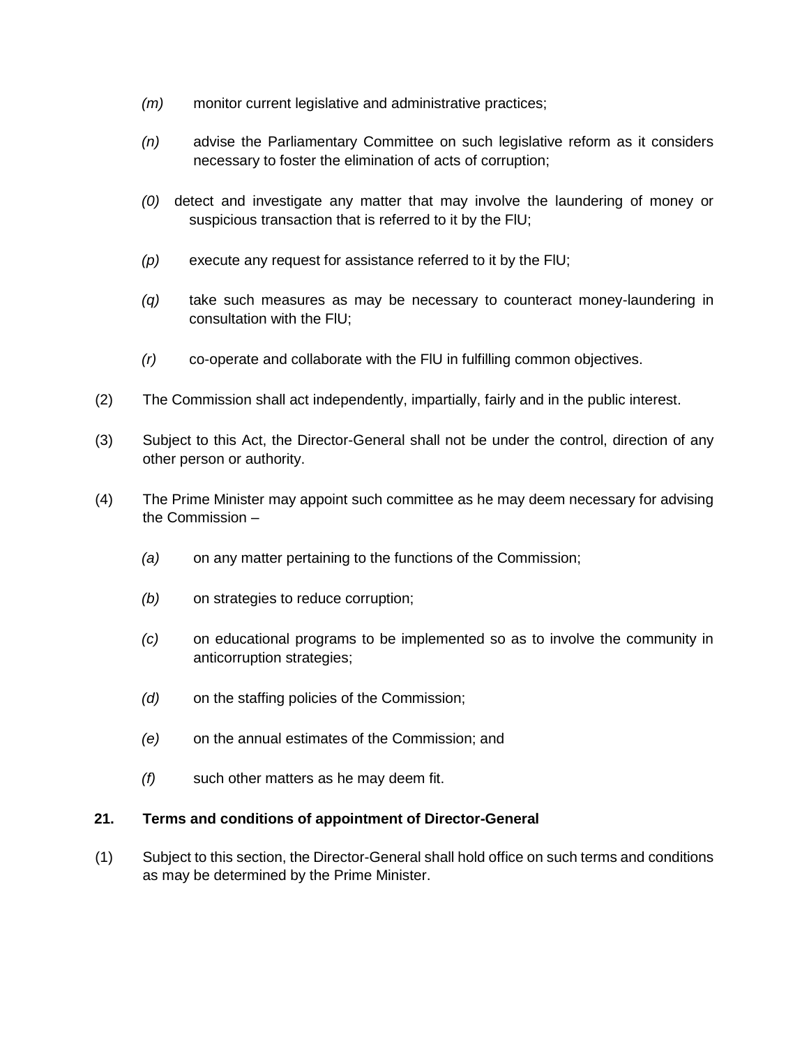*(m)* monitor current legislative and administrative practices;

*(n)* advise the Parliamentary Committee on such legislative reform as it considers necessary to foster the elimination of acts of corruption;

*(0)* detect and investigate any matter that may involve the laundering of money or suspicious transaction that is referred to it by the FlU;

*(p)* execute any request for assistance referred to it by the FlU;

*(q)* take such measures as may be necessary to counteract money-laundering in consultation with the FlU;

*(r)* co-operate and collaborate with the FlU in fulfilling common objectives.

(2) The Commission shall act independently, impartially, fairly and in the public interest.

(3) Subject to this Act, the Director-General shall not be under the control, direction of any other person or authority.

(4) The Prime Minister may appoint such committee as he may deem necessary for advising the Commission –

*(a)* on any matter pertaining to the functions of the Commission;

*(b)* on strategies to reduce corruption;

*(c)* on educational programs to be implemented so as to involve the community in anticorruption strategies;

*(d)* on the staffing policies of the Commission;

*(e)* on the annual estimates of the Commission; and

*(f)* such other matters as he may deem fit.

**21. Terms and conditions of appointment of Director-General**

(1) Subject to this section, the Director-General shall hold office on such terms and conditions as may be determined by the Prime Minister.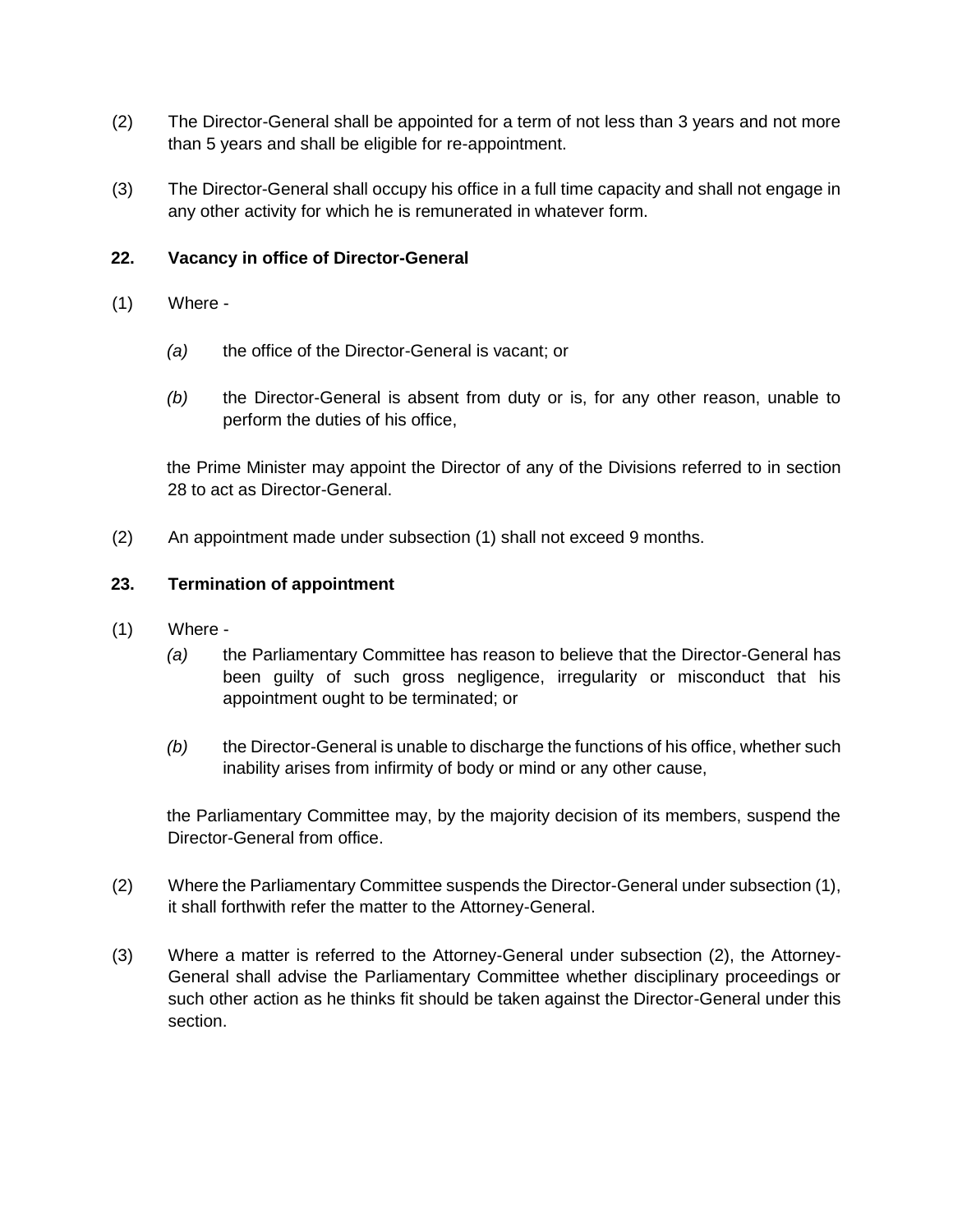(2) The Director-General shall be appointed for a term of not less than 3 years and not more than 5 years and shall be eligible for re-appointment.

(3) The Director-General shall occupy his office in a full time capacity and shall not engage in any other activity for which he is remunerated in whatever form.

**22. Vacancy in office of Director-General**

(1) Where -

*(a)* the office of the Director-General is vacant; or

*(b)* the Director-General is absent from duty or is, for any other reason, unable to perform the duties of his office,

the Prime Minister may appoint the Director of any of the Divisions referred to in section 28 to act as Director-General.

(2) An appointment made under subsection (1) shall not exceed 9 months.

**23. Termination of appointment**

(1) Where -

*(a)* the Parliamentary Committee has reason to believe that the Director-General has been guilty of such gross negligence, irregularity or misconduct that his appointment ought to be terminated; or

*(b)* the Director-General is unable to discharge the functions of his office, whether such inability arises from infirmity of body or mind or any other cause,

the Parliamentary Committee may, by the majority decision of its members, suspend the Director-General from office.

(2) Where the Parliamentary Committee suspends the Director-General under subsection (1), it shall forthwith refer the matter to the Attorney-General.

(3) Where a matter is referred to the Attorney-General under subsection (2), the Attorney-General shall advise the Parliamentary Committee whether disciplinary proceedings or such other action as he thinks fit should be taken against the Director-General under this section.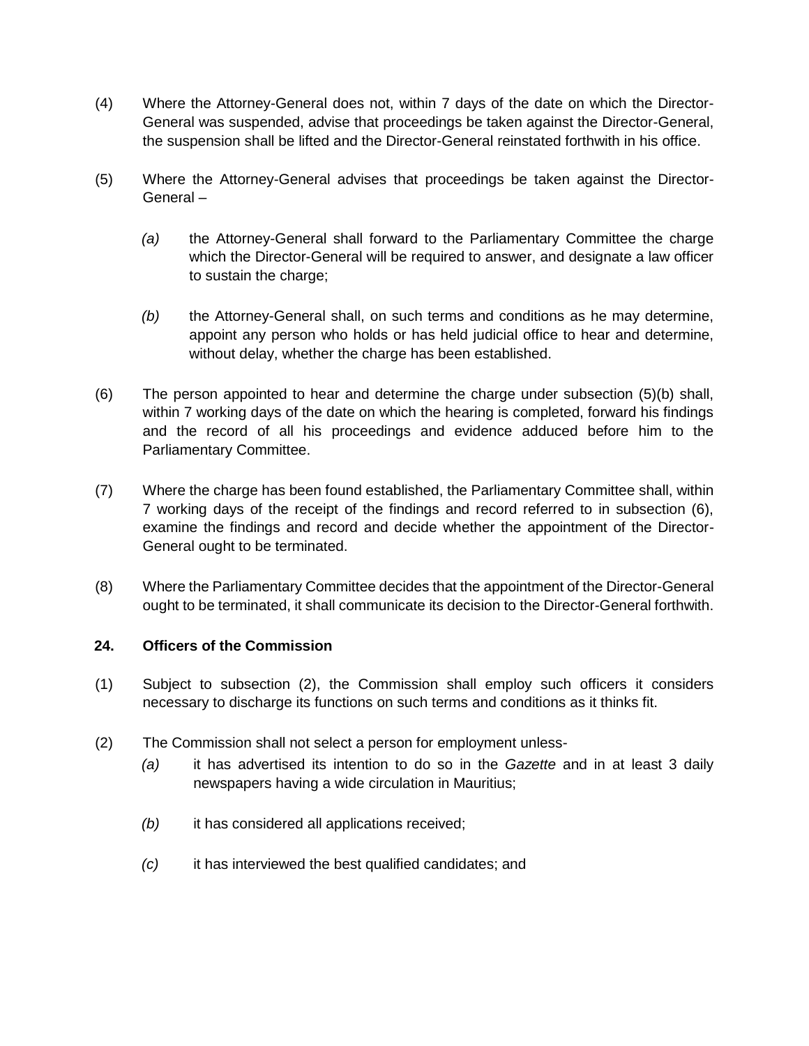(4) Where the Attorney-General does not, within 7 days of the date on which the Director-General was suspended, advise that proceedings be taken against the Director-General, the suspension shall be lifted and the Director-General reinstated forthwith in his office.

(5) Where the Attorney-General advises that proceedings be taken against the Director-General –

*(a)* the Attorney-General shall forward to the Parliamentary Committee the charge which the Director-General will be required to answer, and designate a law officer to sustain the charge;

*(b)* the Attorney-General shall, on such terms and conditions as he may determine, appoint any person who holds or has held judicial office to hear and determine, without delay, whether the charge has been established.

(6) The person appointed to hear and determine the charge under subsection (5)(b) shall, within 7 working days of the date on which the hearing is completed, forward his findings and the record of all his proceedings and evidence adduced before him to the Parliamentary Committee.

(7) Where the charge has been found established, the Parliamentary Committee shall, within 7 working days of the receipt of the findings and record referred to in subsection (6), examine the findings and record and decide whether the appointment of the Director-General ought to be terminated.

(8) Where the Parliamentary Committee decides that the appointment of the Director-General ought to be terminated, it shall communicate its decision to the Director-General forthwith.

**24. Officers of the Commission**

(1) Subject to subsection (2), the Commission shall employ such officers it considers necessary to discharge its functions on such terms and conditions as it thinks fit.

(2) The Commission shall not select a person for employment unless-

*(a)* it has advertised its intention to do so in the *Gazette* and in at least 3 daily newspapers having a wide circulation in Mauritius;

*(b)* it has considered all applications received;

*(c)* it has interviewed the best qualified candidates; and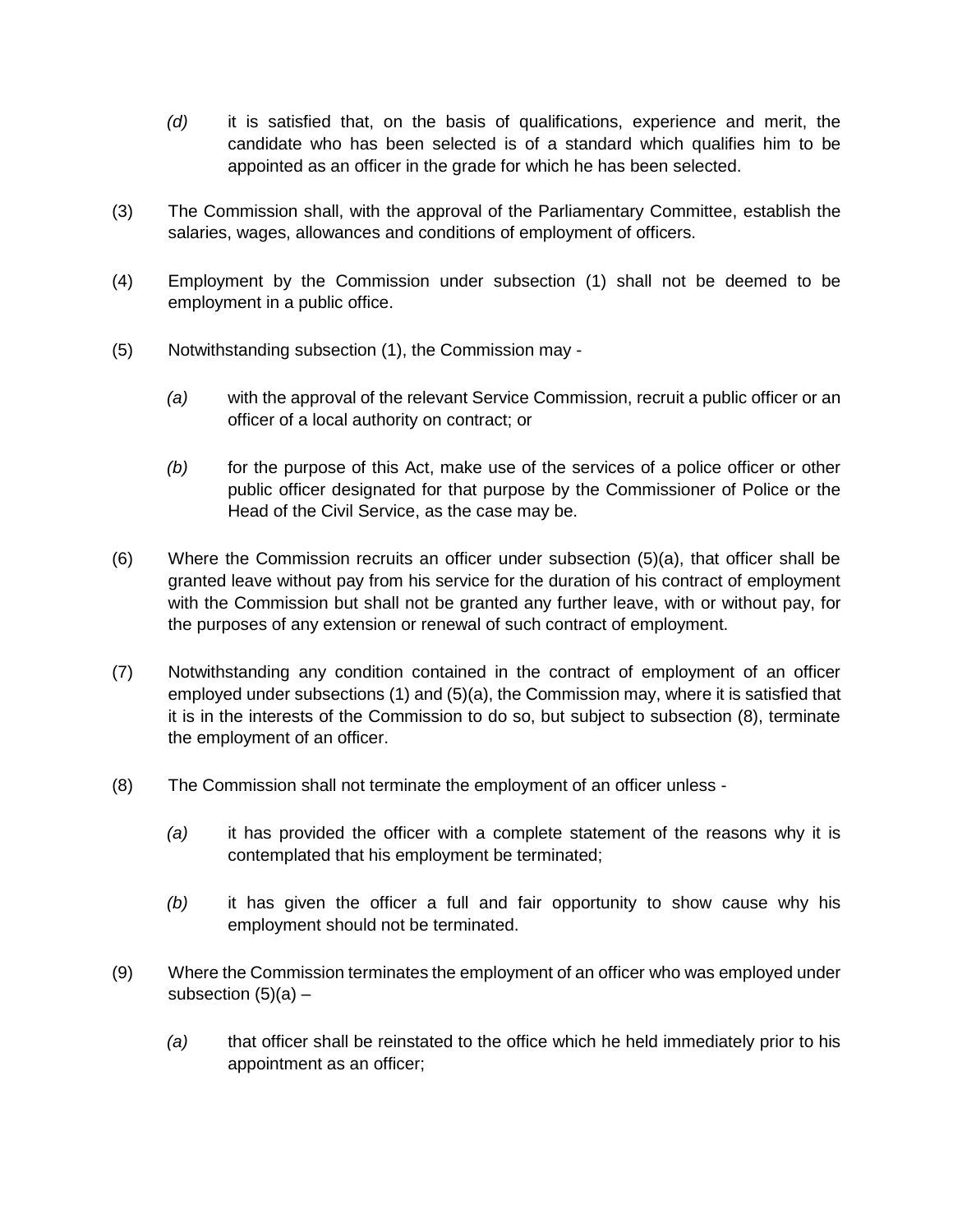*(d)* it is satisfied that, on the basis of qualifications, experience and merit, the candidate who has been selected is of a standard which qualifies him to be appointed as an officer in the grade for which he has been selected.

(3) The Commission shall, with the approval of the Parliamentary Committee, establish the salaries, wages, allowances and conditions of employment of officers.

(4) Employment by the Commission under subsection (1) shall not be deemed to be employment in a public office.

(5) Notwithstanding subsection (1), the Commission may -

*(a)* with the approval of the relevant Service Commission, recruit a public officer or an officer of a local authority on contract; or

*(b)* for the purpose of this Act, make use of the services of a police officer or other public officer designated for that purpose by the Commissioner of Police or the Head of the Civil Service, as the case may be.

(6) Where the Commission recruits an officer under subsection (5)(a), that officer shall be granted leave without pay from his service for the duration of his contract of employment with the Commission but shall not be granted any further leave, with or without pay, for the purposes of any extension or renewal of such contract of employment.

(7) Notwithstanding any condition contained in the contract of employment of an officer employed under subsections (1) and (5)(a), the Commission may, where it is satisfied that it is in the interests of the Commission to do so, but subject to subsection (8), terminate the employment of an officer.

(8) The Commission shall not terminate the employment of an officer unless -

*(a)* it has provided the officer with a complete statement of the reasons why it is contemplated that his employment be terminated;

*(b)* it has given the officer a full and fair opportunity to show cause why his employment should not be terminated.

(9) Where the Commission terminates the employment of an officer who was employed under subsection (5)(a) –

*(a)* that officer shall be reinstated to the office which he held immediately prior to his appointment as an officer;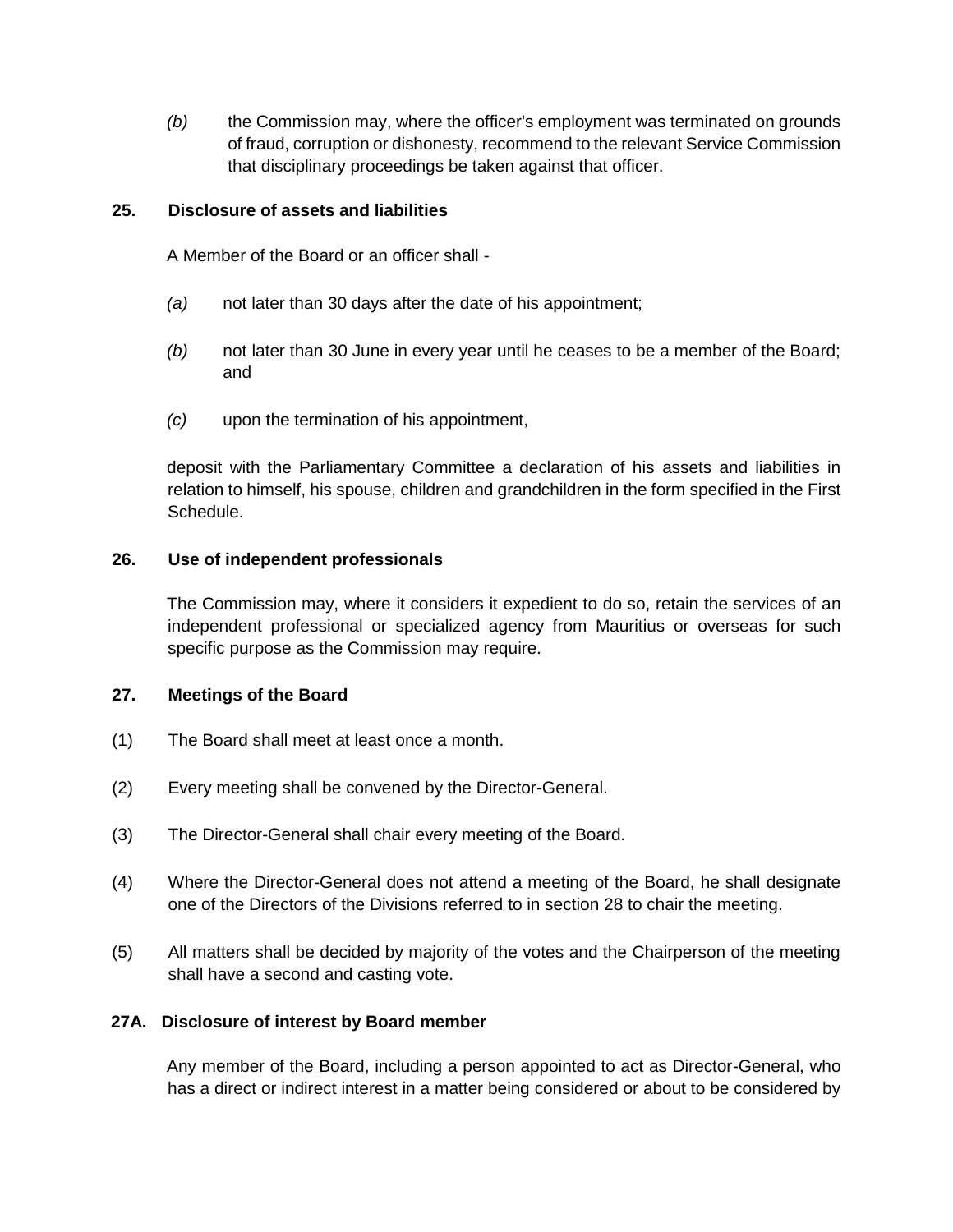*(b)* the Commission may, where the officer's employment was terminated on grounds of fraud, corruption or dishonesty, recommend to the relevant Service Commission that disciplinary proceedings be taken against that officer.

**25. Disclosure of assets and liabilities**

A Member of the Board or an officer shall -

*(a)* not later than 30 days after the date of his appointment;

*(b)* not later than 30 June in every year until he ceases to be a member of the Board; and

*(c)* upon the termination of his appointment,

deposit with the Parliamentary Committee a declaration of his assets and liabilities in relation to himself, his spouse, children and grandchildren in the form specified in the First Schedule.

**26. Use of independent professionals**

The Commission may, where it considers it expedient to do so, retain the services of an independent professional or specialized agency from Mauritius or overseas for such specific purpose as the Commission may require.

**27. Meetings of the Board**

(1) The Board shall meet at least once a month.

(2) Every meeting shall be convened by the Director-General.

(3) The Director-General shall chair every meeting of the Board.

(4) Where the Director-General does not attend a meeting of the Board, he shall designate one of the Directors of the Divisions referred to in section 28 to chair the meeting.

(5) All matters shall be decided by majority of the votes and the Chairperson of the meeting shall have a second and casting vote.

**27A. Disclosure of interest by Board member**

Any member of the Board, including a person appointed to act as Director-General, who has a direct or indirect interest in a matter being considered or about to be considered by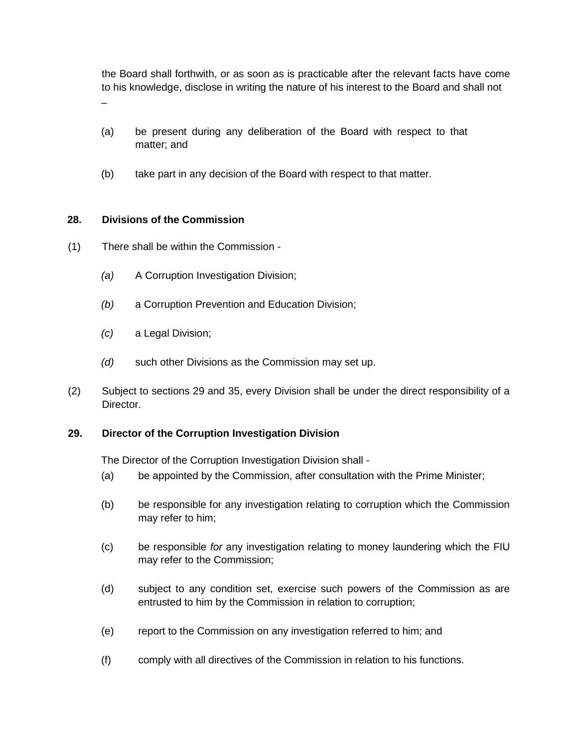the Board shall forthwith, or as soon as is practicable after the relevant facts have come to his knowledge, disclose in writing the nature of his interest to the Board and shall not –

(a) be present during any deliberation of the Board with respect to that matter; and

(b) take part in any decision of the Board with respect to that matter.

### 28. Divisions of the Commission

(1) There shall be within the Commission -

*(a)* A Corruption Investigation Division;

*(b)* a Corruption Prevention and Education Division;

*(c)* a Legal Division;

*(d)* such other Divisions as the Commission may set up.

(2) Subject to sections 29 and 35, every Division shall be under the direct responsibility of a Director.

### 29. Director of the Corruption Investigation Division

The Director of the Corruption Investigation Division shall -

(a) be appointed by the Commission, after consultation with the Prime Minister;

(b) be responsible for any investigation relating to corruption which the Commission may refer to him;

(c) be responsible *for* any investigation relating to money laundering which the FIU may refer to the Commission;

(d) subject to any condition set, exercise such powers of the Commission as are entrusted to him by the Commission in relation to corruption;

(e) report to the Commission on any investigation referred to him; and

(f) comply with all directives of the Commission in relation to his functions.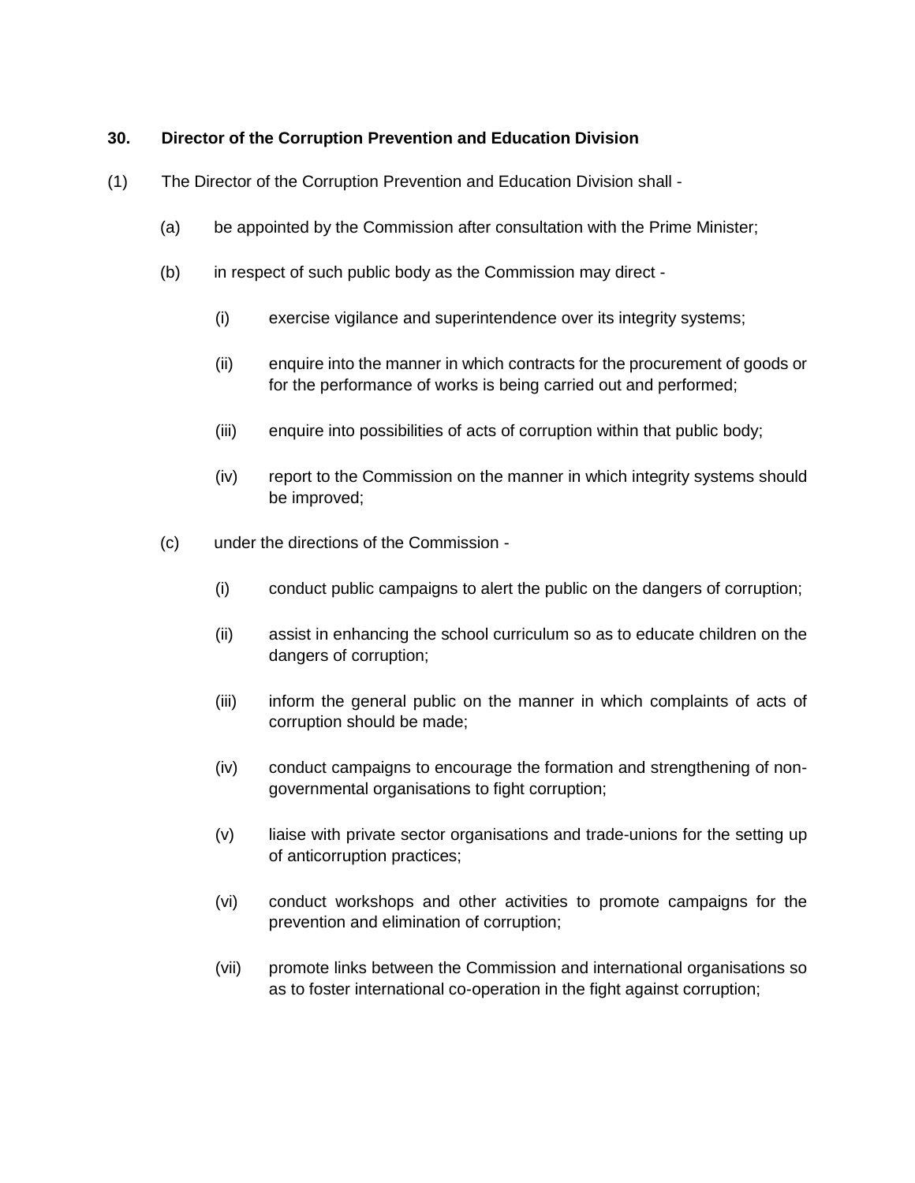**30. Director of the Corruption Prevention and Education Division**

(1) The Director of the Corruption Prevention and Education Division shall -

(a) be appointed by the Commission after consultation with the Prime Minister;

(b) in respect of such public body as the Commission may direct -

(i) exercise vigilance and superintendence over its integrity systems;

(ii) enquire into the manner in which contracts for the procurement of goods or for the performance of works is being carried out and performed;

(iii) enquire into possibilities of acts of corruption within that public body;

(iv) report to the Commission on the manner in which integrity systems should be improved;

(c) under the directions of the Commission -

(i) conduct public campaigns to alert the public on the dangers of corruption;

(ii) assist in enhancing the school curriculum so as to educate children on the dangers of corruption;

(iii) inform the general public on the manner in which complaints of acts of corruption should be made;

(iv) conduct campaigns to encourage the formation and strengthening of non-governmental organisations to fight corruption;

(v) liaise with private sector organisations and trade-unions for the setting up of anticorruption practices;

(vi) conduct workshops and other activities to promote campaigns for the prevention and elimination of corruption;

(vii) promote links between the Commission and international organisations so as to foster international co-operation in the fight against corruption;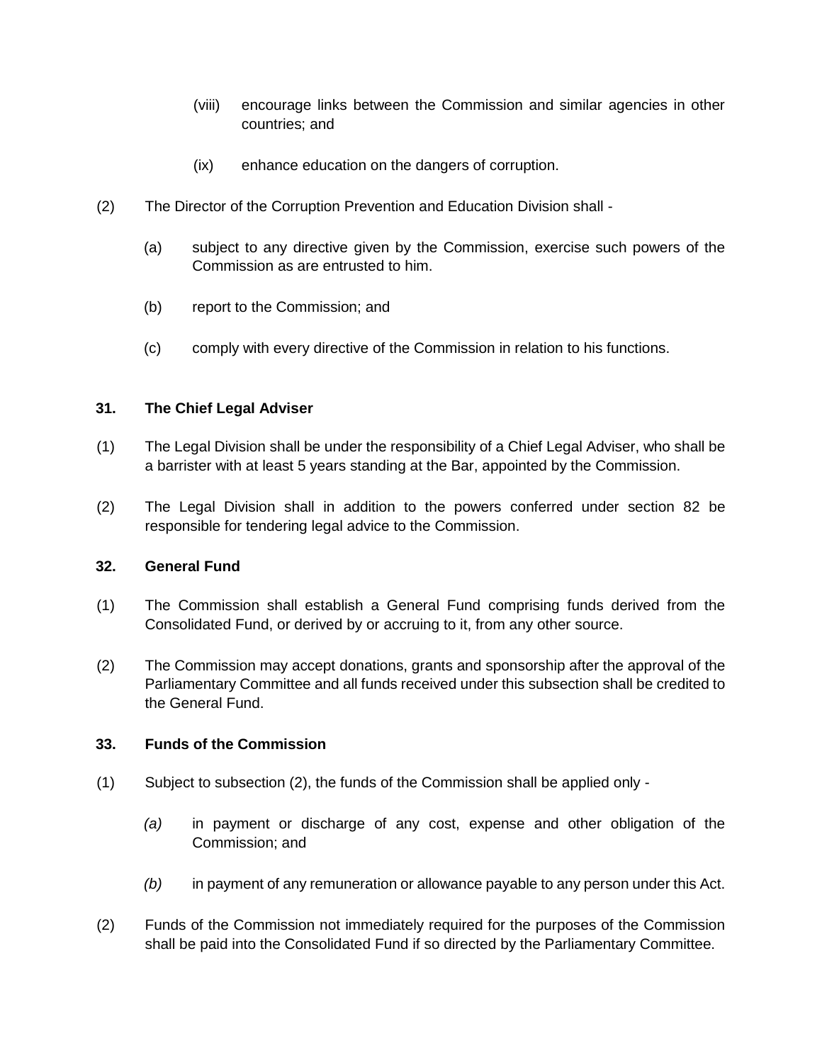(viii) encourage links between the Commission and similar agencies in other countries; and

(ix) enhance education on the dangers of corruption.

(2) The Director of the Corruption Prevention and Education Division shall -

(a) subject to any directive given by the Commission, exercise such powers of the Commission as are entrusted to him.

(b) report to the Commission; and

(c) comply with every directive of the Commission in relation to his functions.

**31. The Chief Legal Adviser**

(1) The Legal Division shall be under the responsibility of a Chief Legal Adviser, who shall be a barrister with at least 5 years standing at the Bar, appointed by the Commission.

(2) The Legal Division shall in addition to the powers conferred under section 82 be responsible for tendering legal advice to the Commission.

**32. General Fund**

(1) The Commission shall establish a General Fund comprising funds derived from the Consolidated Fund, or derived by or accruing to it, from any other source.

(2) The Commission may accept donations, grants and sponsorship after the approval of the Parliamentary Committee and all funds received under this subsection shall be credited to the General Fund.

**33. Funds of the Commission**

(1) Subject to subsection (2), the funds of the Commission shall be applied only -

*(a)* in payment or discharge of any cost, expense and other obligation of the Commission; and

*(b)* in payment of any remuneration or allowance payable to any person under this Act.

(2) Funds of the Commission not immediately required for the purposes of the Commission shall be paid into the Consolidated Fund if so directed by the Parliamentary Committee.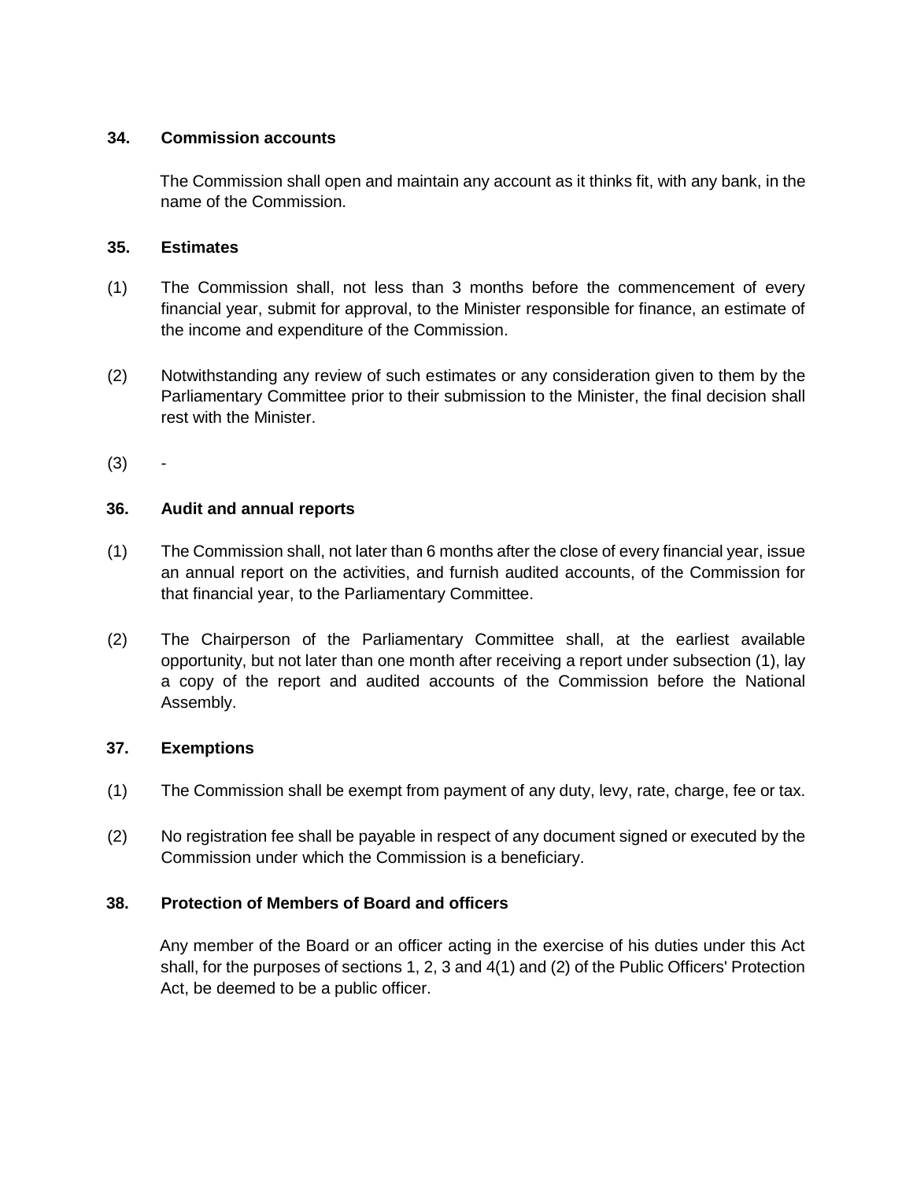### 34. Commission accounts

The Commission shall open and maintain any account as it thinks fit, with any bank, in the name of the Commission.

### 35. Estimates

(1) The Commission shall, not less than 3 months before the commencement of every financial year, submit for approval, to the Minister responsible for finance, an estimate of the income and expenditure of the Commission.

(2) Notwithstanding any review of such estimates or any consideration given to them by the Parliamentary Committee prior to their submission to the Minister, the final decision shall rest with the Minister.

(3) -

### 36. Audit and annual reports

(1) The Commission shall, not later than 6 months after the close of every financial year, issue an annual report on the activities, and furnish audited accounts, of the Commission for that financial year, to the Parliamentary Committee.

(2) The Chairperson of the Parliamentary Committee shall, at the earliest available opportunity, but not later than one month after receiving a report under subsection (1), lay a copy of the report and audited accounts of the Commission before the National Assembly.

### 37. Exemptions

(1) The Commission shall be exempt from payment of any duty, levy, rate, charge, fee or tax.

(2) No registration fee shall be payable in respect of any document signed or executed by the Commission under which the Commission is a beneficiary.

### 38. Protection of Members of Board and officers

Any member of the Board or an officer acting in the exercise of his duties under this Act shall, for the purposes of sections 1, 2, 3 and 4(1) and (2) of the Public Officers' Protection Act, be deemed to be a public officer.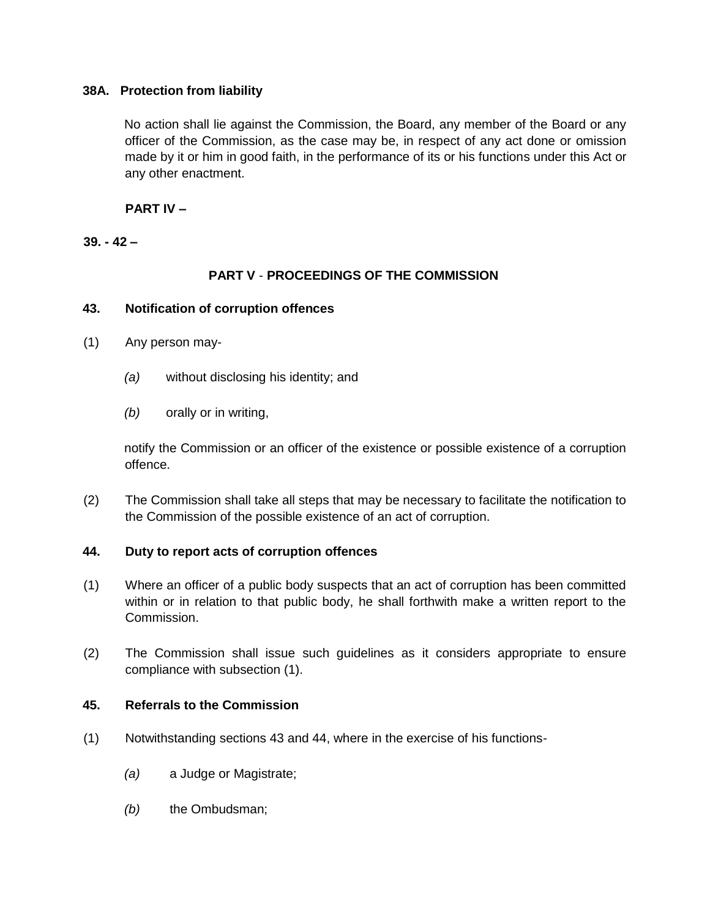**38A. Protection from liability**

No action shall lie against the Commission, the Board, any member of the Board or any officer of the Commission, as the case may be, in respect of any act done or omission made by it or him in good faith, in the performance of its or his functions under this Act or any other enactment.

**PART IV –**

**39. - 42 –**

## PART V - PROCEEDINGS OF THE COMMISSION

**43. Notification of corruption offences**

(1) Any person may-

*(a)* without disclosing his identity; and

*(b)* orally or in writing,

notify the Commission or an officer of the existence or possible existence of a corruption offence.

(2) The Commission shall take all steps that may be necessary to facilitate the notification to the Commission of the possible existence of an act of corruption.

**44. Duty to report acts of corruption offences**

(1) Where an officer of a public body suspects that an act of corruption has been committed within or in relation to that public body, he shall forthwith make a written report to the Commission.

(2) The Commission shall issue such guidelines as it considers appropriate to ensure compliance with subsection (1).

**45. Referrals to the Commission**

(1) Notwithstanding sections 43 and 44, where in the exercise of his functions-

*(a)* a Judge or Magistrate;

*(b)* the Ombudsman;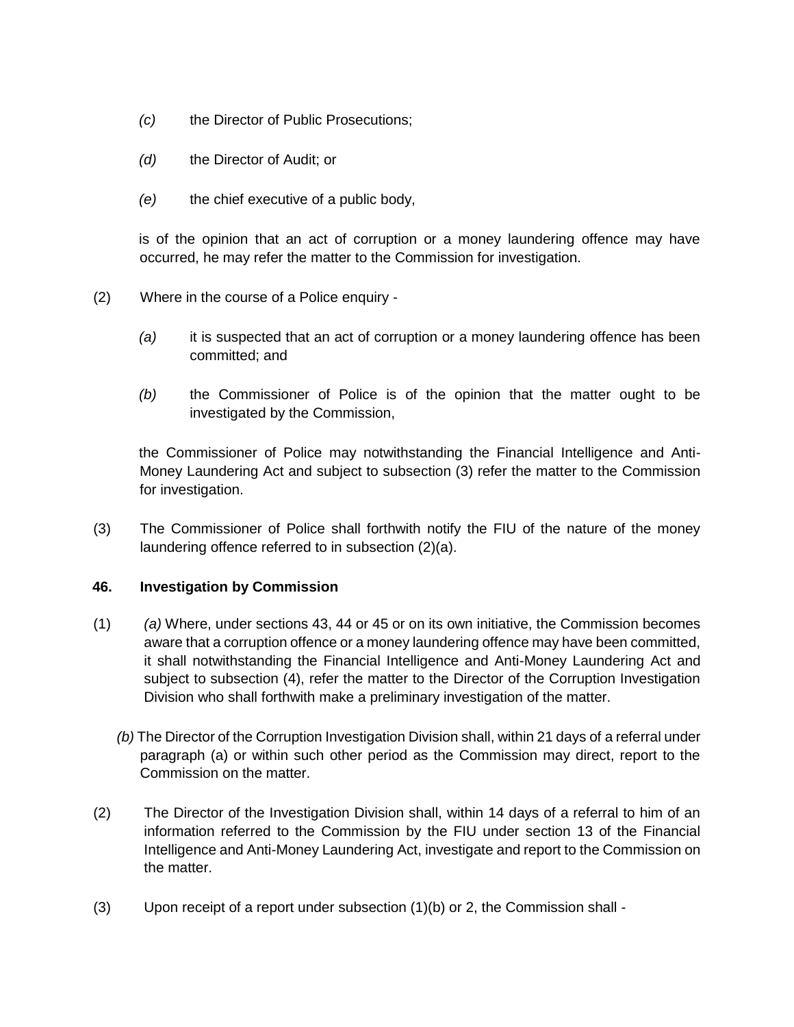*(c)* the Director of Public Prosecutions;

*(d)* the Director of Audit; or

*(e)* the chief executive of a public body,

is of the opinion that an act of corruption or a money laundering offence may have occurred, he may refer the matter to the Commission for investigation.

(2) Where in the course of a Police enquiry -

*(a)* it is suspected that an act of corruption or a money laundering offence has been committed; and

*(b)* the Commissioner of Police is of the opinion that the matter ought to be investigated by the Commission,

the Commissioner of Police may notwithstanding the Financial Intelligence and Anti-Money Laundering Act and subject to subsection (3) refer the matter to the Commission for investigation.

(3) The Commissioner of Police shall forthwith notify the FIU of the nature of the money laundering offence referred to in subsection (2)(a).

**46. Investigation by Commission**

(1) *(a)* Where, under sections 43, 44 or 45 or on its own initiative, the Commission becomes aware that a corruption offence or a money laundering offence may have been committed, it shall notwithstanding the Financial Intelligence and Anti-Money Laundering Act and subject to subsection (4), refer the matter to the Director of the Corruption Investigation Division who shall forthwith make a preliminary investigation of the matter.

*(b)* The Director of the Corruption Investigation Division shall, within 21 days of a referral under paragraph (a) or within such other period as the Commission may direct, report to the Commission on the matter.

(2) The Director of the Investigation Division shall, within 14 days of a referral to him of an information referred to the Commission by the FIU under section 13 of the Financial Intelligence and Anti-Money Laundering Act, investigate and report to the Commission on the matter.

(3) Upon receipt of a report under subsection (1)(b) or 2, the Commission shall -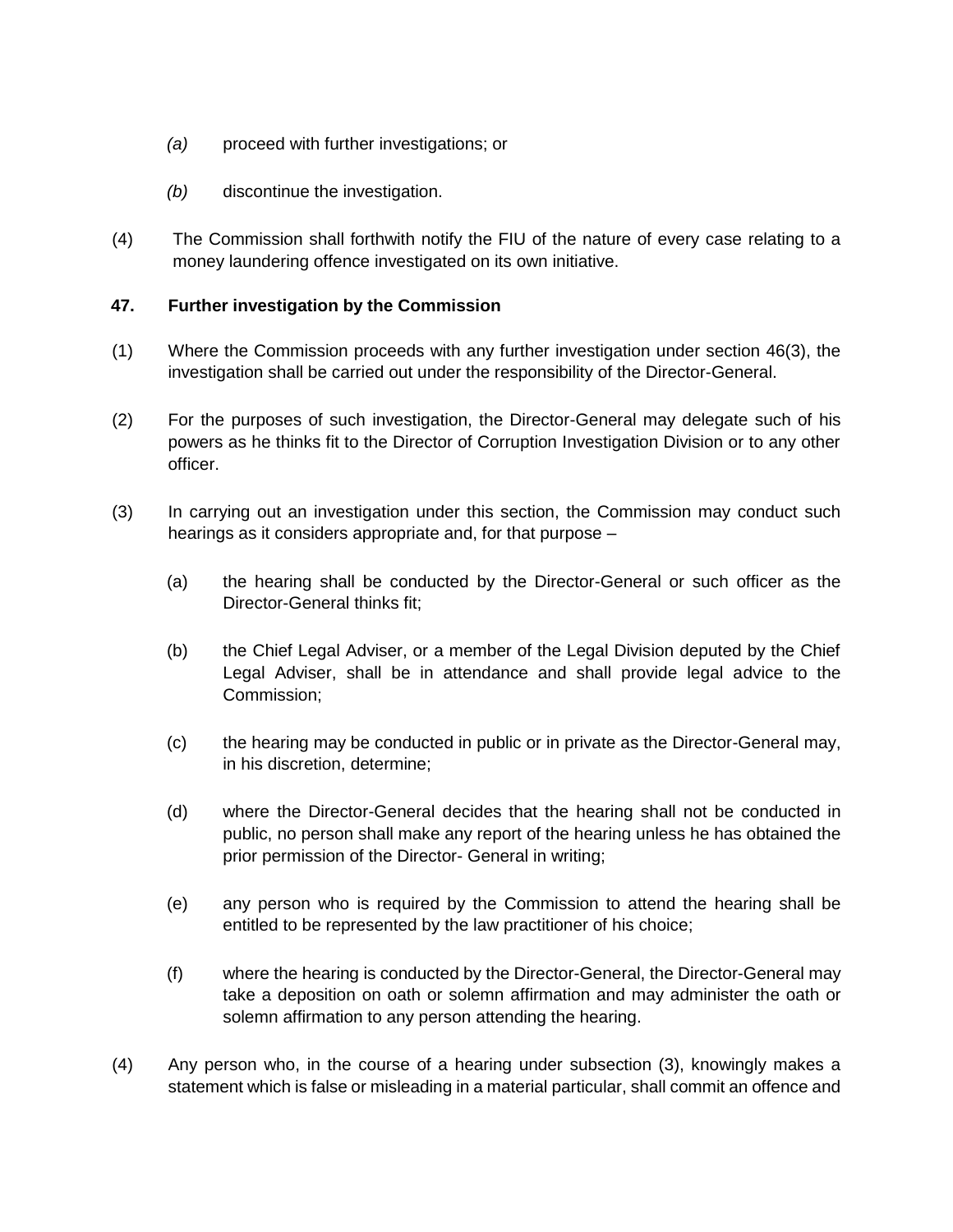*(a)* proceed with further investigations; or

*(b)* discontinue the investigation.

(4) The Commission shall forthwith notify the FIU of the nature of every case relating to a money laundering offence investigated on its own initiative.

**47. Further investigation by the Commission**

(1) Where the Commission proceeds with any further investigation under section 46(3), the investigation shall be carried out under the responsibility of the Director-General.

(2) For the purposes of such investigation, the Director-General may delegate such of his powers as he thinks fit to the Director of Corruption Investigation Division or to any other officer.

(3) In carrying out an investigation under this section, the Commission may conduct such hearings as it considers appropriate and, for that purpose –

(a) the hearing shall be conducted by the Director-General or such officer as the Director-General thinks fit;

(b) the Chief Legal Adviser, or a member of the Legal Division deputed by the Chief Legal Adviser, shall be in attendance and shall provide legal advice to the Commission;

(c) the hearing may be conducted in public or in private as the Director-General may, in his discretion, determine;

(d) where the Director-General decides that the hearing shall not be conducted in public, no person shall make any report of the hearing unless he has obtained the prior permission of the Director- General in writing;

(e) any person who is required by the Commission to attend the hearing shall be entitled to be represented by the law practitioner of his choice;

(f) where the hearing is conducted by the Director-General, the Director-General may take a deposition on oath or solemn affirmation and may administer the oath or solemn affirmation to any person attending the hearing.

(4) Any person who, in the course of a hearing under subsection (3), knowingly makes a statement which is false or misleading in a material particular, shall commit an offence and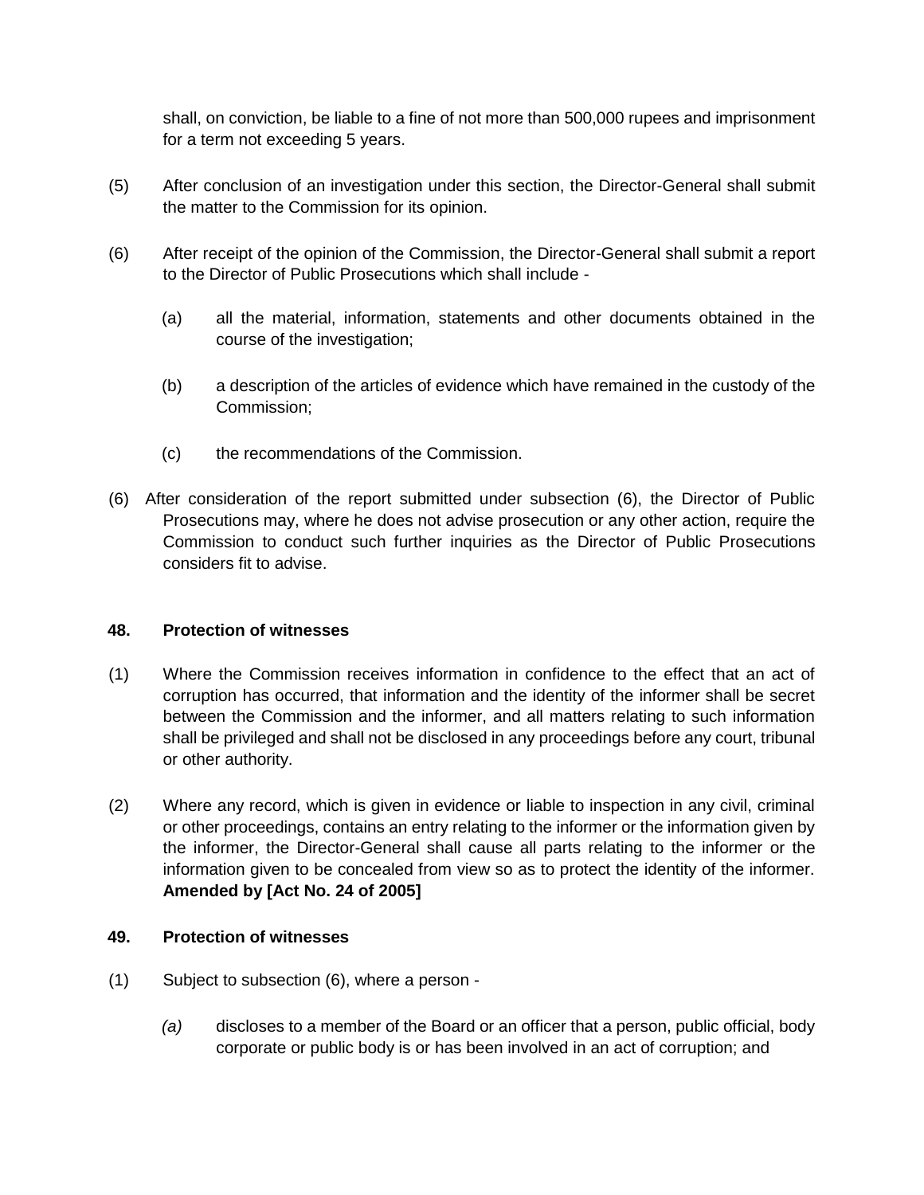shall, on conviction, be liable to a fine of not more than 500,000 rupees and imprisonment for a term not exceeding 5 years.

(5) After conclusion of an investigation under this section, the Director-General shall submit the matter to the Commission for its opinion.

(6) After receipt of the opinion of the Commission, the Director-General shall submit a report to the Director of Public Prosecutions which shall include -

(a) all the material, information, statements and other documents obtained in the course of the investigation;

(b) a description of the articles of evidence which have remained in the custody of the Commission;

(c) the recommendations of the Commission.

(6) After consideration of the report submitted under subsection (6), the Director of Public Prosecutions may, where he does not advise prosecution or any other action, require the Commission to conduct such further inquiries as the Director of Public Prosecutions considers fit to advise.

**48. Protection of witnesses**

(1) Where the Commission receives information in confidence to the effect that an act of corruption has occurred, that information and the identity of the informer shall be secret between the Commission and the informer, and all matters relating to such information shall be privileged and shall not be disclosed in any proceedings before any court, tribunal or other authority.

(2) Where any record, which is given in evidence or liable to inspection in any civil, criminal or other proceedings, contains an entry relating to the informer or the information given by the informer, the Director-General shall cause all parts relating to the informer or the information given to be concealed from view so as to protect the identity of the informer. **Amended by [Act No. 24 of 2005]**

**49. Protection of witnesses**

(1) Subject to subsection (6), where a person -

*(a)* discloses to a member of the Board or an officer that a person, public official, body corporate or public body is or has been involved in an act of corruption; and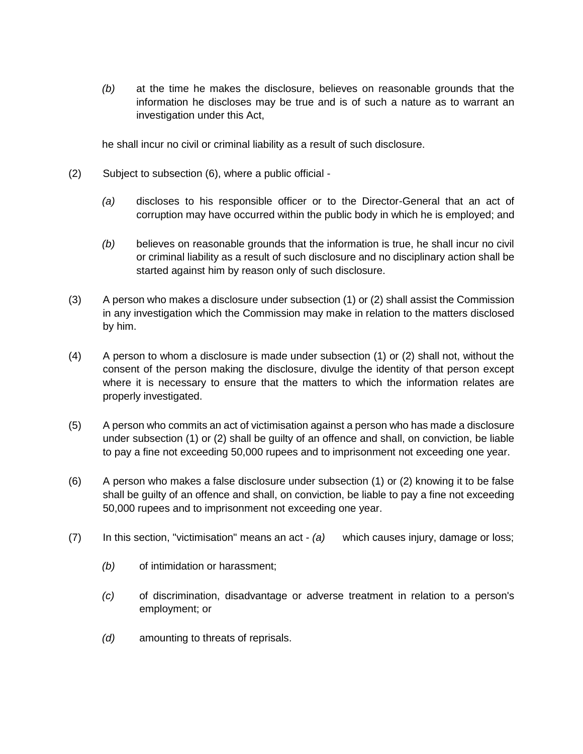*(b)* at the time he makes the disclosure, believes on reasonable grounds that the information he discloses may be true and is of such a nature as to warrant an investigation under this Act,

he shall incur no civil or criminal liability as a result of such disclosure.

(2) Subject to subsection (6), where a public official -

*(a)* discloses to his responsible officer or to the Director-General that an act of corruption may have occurred within the public body in which he is employed; and

*(b)* believes on reasonable grounds that the information is true, he shall incur no civil or criminal liability as a result of such disclosure and no disciplinary action shall be started against him by reason only of such disclosure.

(3) A person who makes a disclosure under subsection (1) or (2) shall assist the Commission in any investigation which the Commission may make in relation to the matters disclosed by him.

(4) A person to whom a disclosure is made under subsection (1) or (2) shall not, without the consent of the person making the disclosure, divulge the identity of that person except where it is necessary to ensure that the matters to which the information relates are properly investigated.

(5) A person who commits an act of victimisation against a person who has made a disclosure under subsection (1) or (2) shall be guilty of an offence and shall, on conviction, be liable to pay a fine not exceeding 50,000 rupees and to imprisonment not exceeding one year.

(6) A person who makes a false disclosure under subsection (1) or (2) knowing it to be false shall be guilty of an offence and shall, on conviction, be liable to pay a fine not exceeding 50,000 rupees and to imprisonment not exceeding one year.

(7) In this section, "victimisation" means an act - *(a)* which causes injury, damage or loss;

*(b)* of intimidation or harassment;

*(c)* of discrimination, disadvantage or adverse treatment in relation to a person's employment; or

*(d)* amounting to threats of reprisals.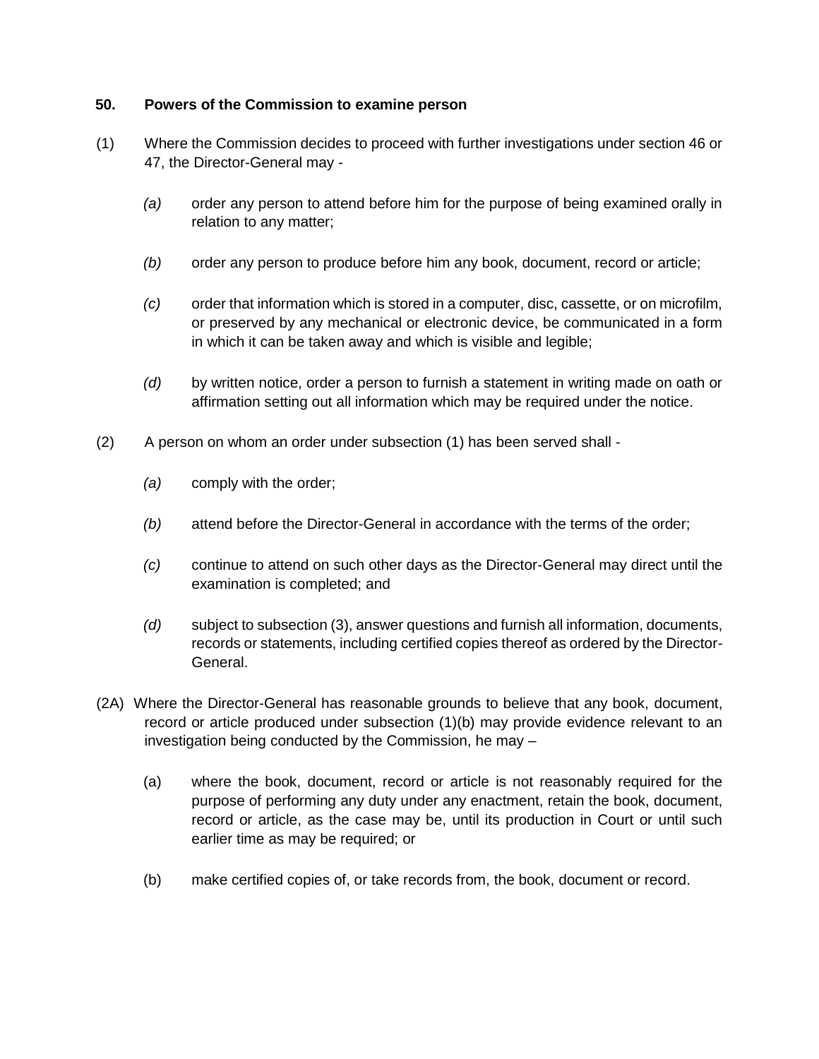**50. Powers of the Commission to examine person**

(1) Where the Commission decides to proceed with further investigations under section 46 or 47, the Director-General may -

*(a)* order any person to attend before him for the purpose of being examined orally in relation to any matter;

*(b)* order any person to produce before him any book, document, record or article;

*(c)* order that information which is stored in a computer, disc, cassette, or on microfilm, or preserved by any mechanical or electronic device, be communicated in a form in which it can be taken away and which is visible and legible;

*(d)* by written notice, order a person to furnish a statement in writing made on oath or affirmation setting out all information which may be required under the notice.

(2) A person on whom an order under subsection (1) has been served shall -

*(a)* comply with the order;

*(b)* attend before the Director-General in accordance with the terms of the order;

*(c)* continue to attend on such other days as the Director-General may direct until the examination is completed; and

*(d)* subject to subsection (3), answer questions and furnish all information, documents, records or statements, including certified copies thereof as ordered by the Director-General.

(2A) Where the Director-General has reasonable grounds to believe that any book, document, record or article produced under subsection (1)(b) may provide evidence relevant to an investigation being conducted by the Commission, he may –

(a) where the book, document, record or article is not reasonably required for the purpose of performing any duty under any enactment, retain the book, document, record or article, as the case may be, until its production in Court or until such earlier time as may be required; or

(b) make certified copies of, or take records from, the book, document or record.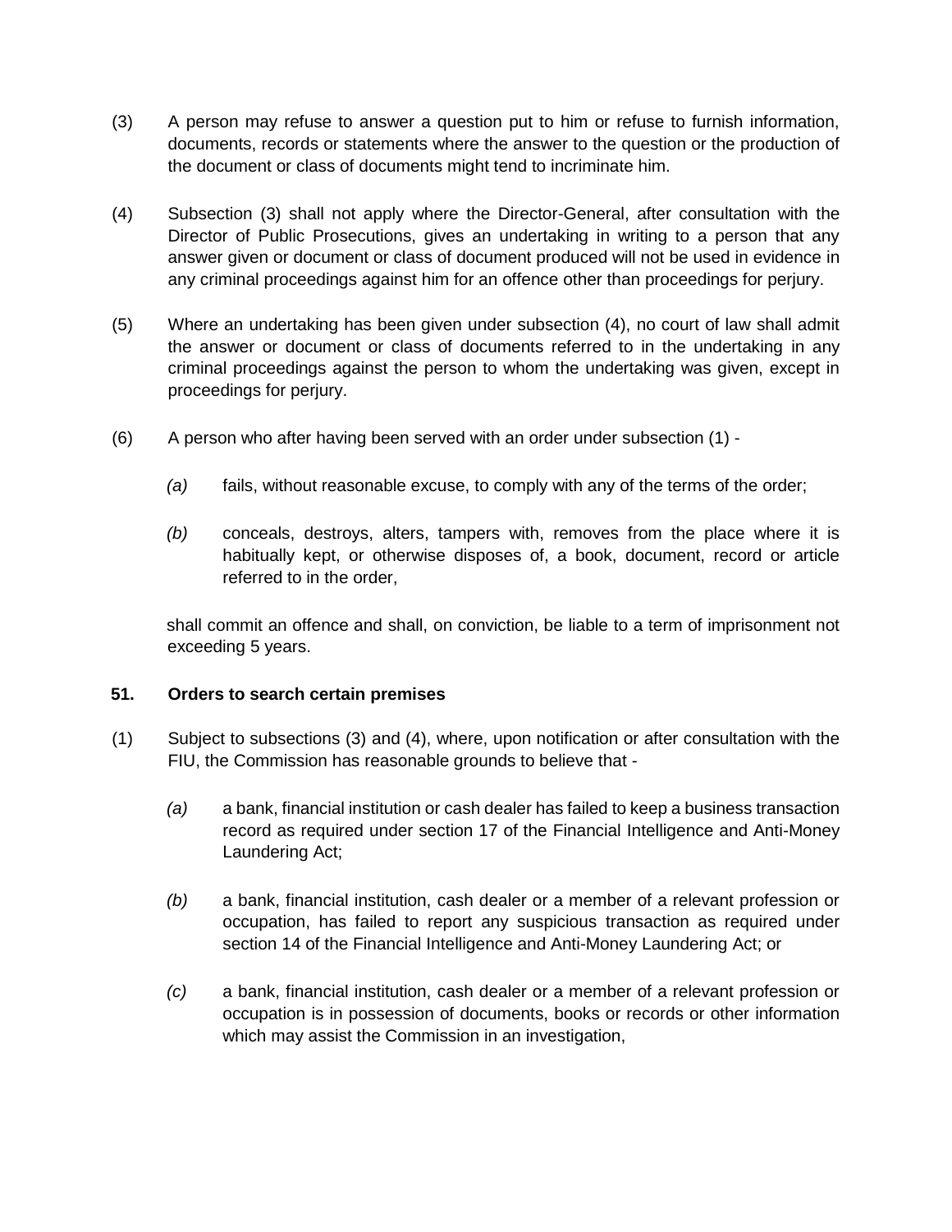(3) A person may refuse to answer a question put to him or refuse to furnish information, documents, records or statements where the answer to the question or the production of the document or class of documents might tend to incriminate him.

(4) Subsection (3) shall not apply where the Director-General, after consultation with the Director of Public Prosecutions, gives an undertaking in writing to a person that any answer given or document or class of document produced will not be used in evidence in any criminal proceedings against him for an offence other than proceedings for perjury.

(5) Where an undertaking has been given under subsection (4), no court of law shall admit the answer or document or class of documents referred to in the undertaking in any criminal proceedings against the person to whom the undertaking was given, except in proceedings for perjury.

(6) A person who after having been served with an order under subsection (1) -

*(a)* fails, without reasonable excuse, to comply with any of the terms of the order;

*(b)* conceals, destroys, alters, tampers with, removes from the place where it is habitually kept, or otherwise disposes of, a book, document, record or article referred to in the order,

shall commit an offence and shall, on conviction, be liable to a term of imprisonment not exceeding 5 years.

**51. Orders to search certain premises**

(1) Subject to subsections (3) and (4), where, upon notification or after consultation with the FIU, the Commission has reasonable grounds to believe that -

*(a)* a bank, financial institution or cash dealer has failed to keep a business transaction record as required under section 17 of the Financial Intelligence and Anti-Money Laundering Act;

*(b)* a bank, financial institution, cash dealer or a member of a relevant profession or occupation, has failed to report any suspicious transaction as required under section 14 of the Financial Intelligence and Anti-Money Laundering Act; or

*(c)* a bank, financial institution, cash dealer or a member of a relevant profession or occupation is in possession of documents, books or records or other information which may assist the Commission in an investigation,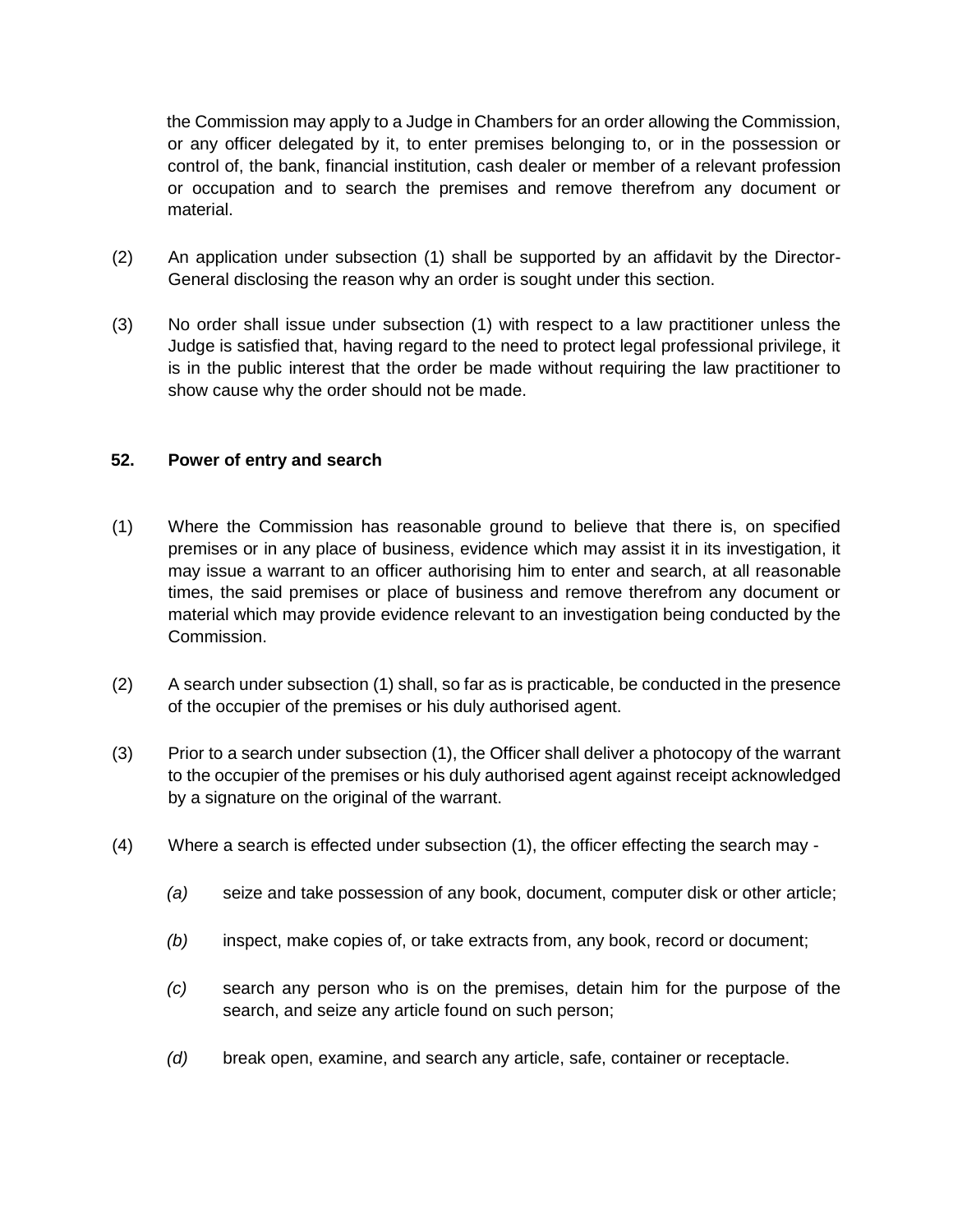the Commission may apply to a Judge in Chambers for an order allowing the Commission, or any officer delegated by it, to enter premises belonging to, or in the possession or control of, the bank, financial institution, cash dealer or member of a relevant profession or occupation and to search the premises and remove therefrom any document or material.

(2) An application under subsection (1) shall be supported by an affidavit by the Director-General disclosing the reason why an order is sought under this section.

(3) No order shall issue under subsection (1) with respect to a law practitioner unless the Judge is satisfied that, having regard to the need to protect legal professional privilege, it is in the public interest that the order be made without requiring the law practitioner to show cause why the order should not be made.

**52. Power of entry and search**

(1) Where the Commission has reasonable ground to believe that there is, on specified premises or in any place of business, evidence which may assist it in its investigation, it may issue a warrant to an officer authorising him to enter and search, at all reasonable times, the said premises or place of business and remove therefrom any document or material which may provide evidence relevant to an investigation being conducted by the Commission.

(2) A search under subsection (1) shall, so far as is practicable, be conducted in the presence of the occupier of the premises or his duly authorised agent.

(3) Prior to a search under subsection (1), the Officer shall deliver a photocopy of the warrant to the occupier of the premises or his duly authorised agent against receipt acknowledged by a signature on the original of the warrant.

(4) Where a search is effected under subsection (1), the officer effecting the search may -

*(a)* seize and take possession of any book, document, computer disk or other article;

*(b)* inspect, make copies of, or take extracts from, any book, record or document;

*(c)* search any person who is on the premises, detain him for the purpose of the search, and seize any article found on such person;

*(d)* break open, examine, and search any article, safe, container or receptacle.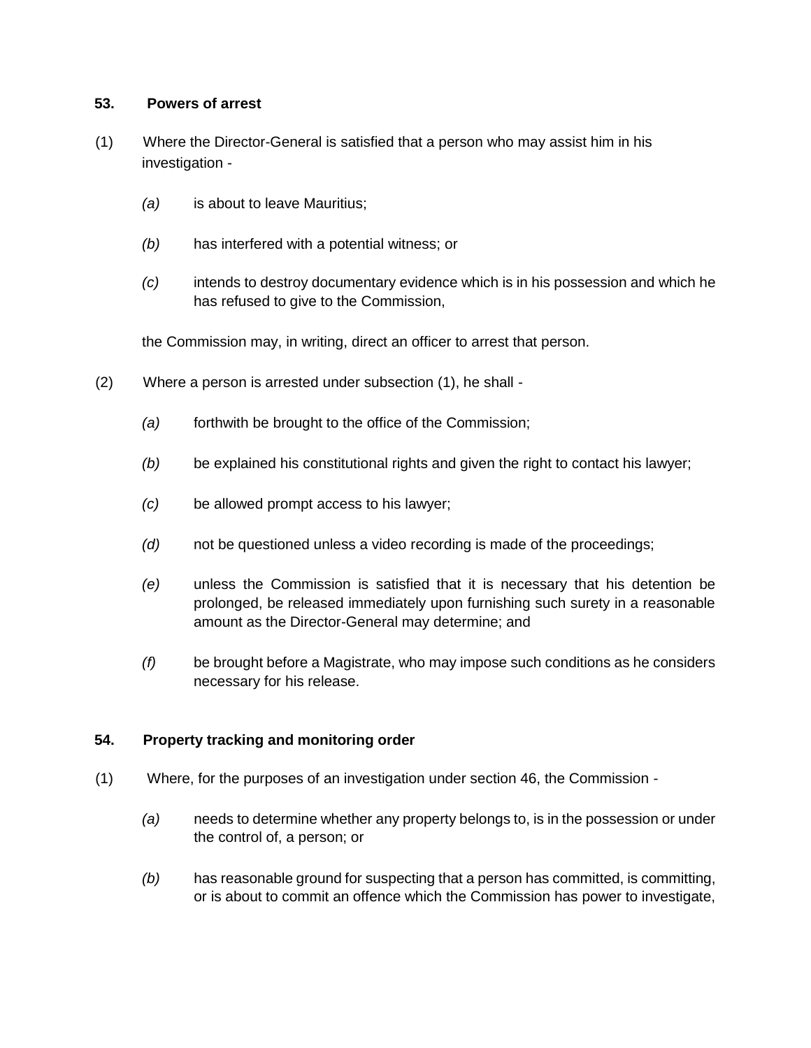**53. Powers of arrest**

(1) Where the Director-General is satisfied that a person who may assist him in his investigation -

*(a)* is about to leave Mauritius;

*(b)* has interfered with a potential witness; or

*(c)* intends to destroy documentary evidence which is in his possession and which he has refused to give to the Commission,

the Commission may, in writing, direct an officer to arrest that person.

(2) Where a person is arrested under subsection (1), he shall -

*(a)* forthwith be brought to the office of the Commission;

*(b)* be explained his constitutional rights and given the right to contact his lawyer;

*(c)* be allowed prompt access to his lawyer;

*(d)* not be questioned unless a video recording is made of the proceedings;

*(e)* unless the Commission is satisfied that it is necessary that his detention be prolonged, be released immediately upon furnishing such surety in a reasonable amount as the Director-General may determine; and

*(f)* be brought before a Magistrate, who may impose such conditions as he considers necessary for his release.

**54. Property tracking and monitoring order**

(1) Where, for the purposes of an investigation under section 46, the Commission -

*(a)* needs to determine whether any property belongs to, is in the possession or under the control of, a person; or

*(b)* has reasonable ground for suspecting that a person has committed, is committing, or is about to commit an offence which the Commission has power to investigate,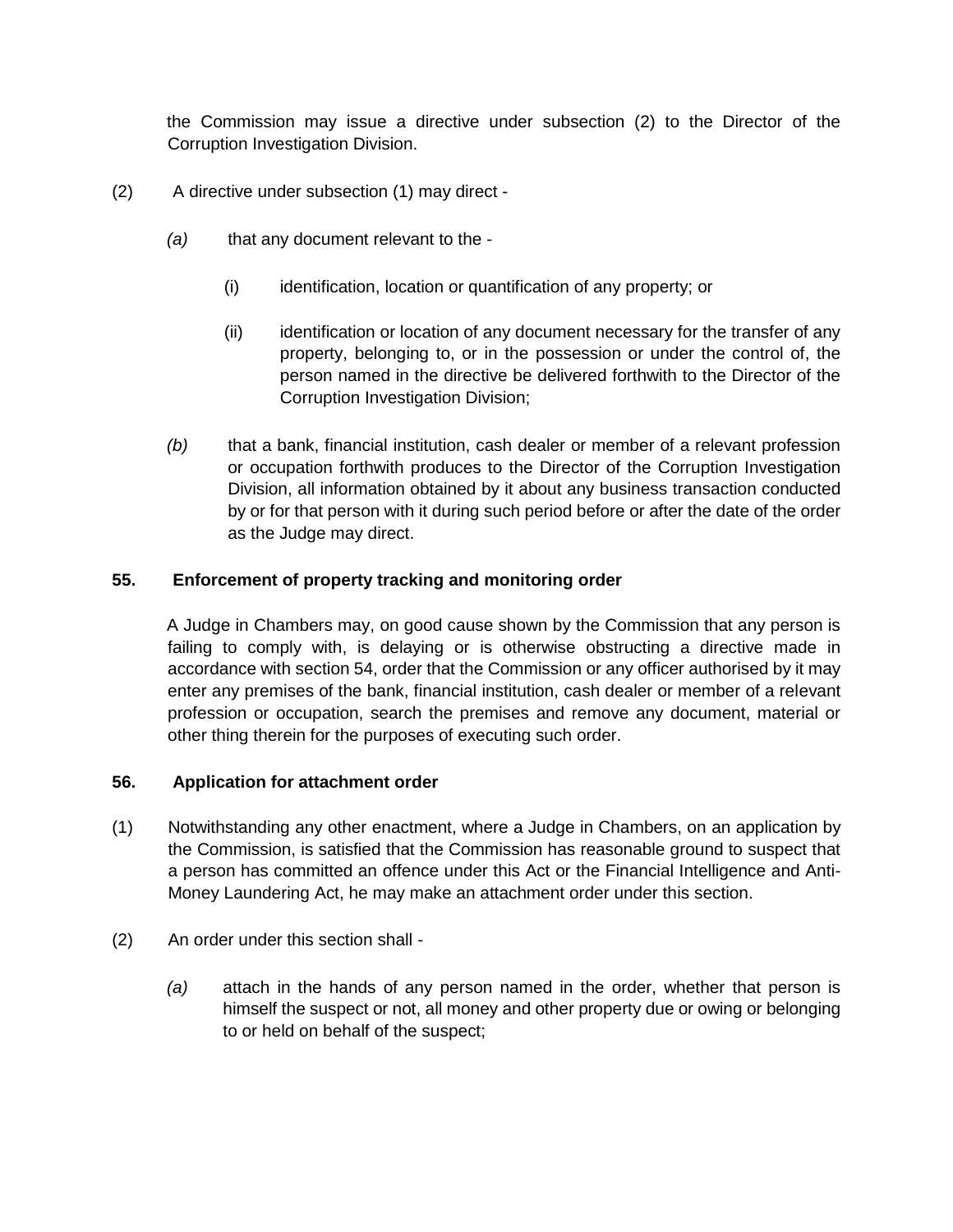the Commission may issue a directive under subsection (2) to the Director of the Corruption Investigation Division.

(2) A directive under subsection (1) may direct -

*(a)* that any document relevant to the -

(i) identification, location or quantification of any property; or

(ii) identification or location of any document necessary for the transfer of any property, belonging to, or in the possession or under the control of, the person named in the directive be delivered forthwith to the Director of the Corruption Investigation Division;

*(b)* that a bank, financial institution, cash dealer or member of a relevant profession or occupation forthwith produces to the Director of the Corruption Investigation Division, all information obtained by it about any business transaction conducted by or for that person with it during such period before or after the date of the order as the Judge may direct.

**55. Enforcement of property tracking and monitoring order**

A Judge in Chambers may, on good cause shown by the Commission that any person is failing to comply with, is delaying or is otherwise obstructing a directive made in accordance with section 54, order that the Commission or any officer authorised by it may enter any premises of the bank, financial institution, cash dealer or member of a relevant profession or occupation, search the premises and remove any document, material or other thing therein for the purposes of executing such order.

**56. Application for attachment order**

(1) Notwithstanding any other enactment, where a Judge in Chambers, on an application by the Commission, is satisfied that the Commission has reasonable ground to suspect that a person has committed an offence under this Act or the Financial Intelligence and Anti-Money Laundering Act, he may make an attachment order under this section.

(2) An order under this section shall -

*(a)* attach in the hands of any person named in the order, whether that person is himself the suspect or not, all money and other property due or owing or belonging to or held on behalf of the suspect;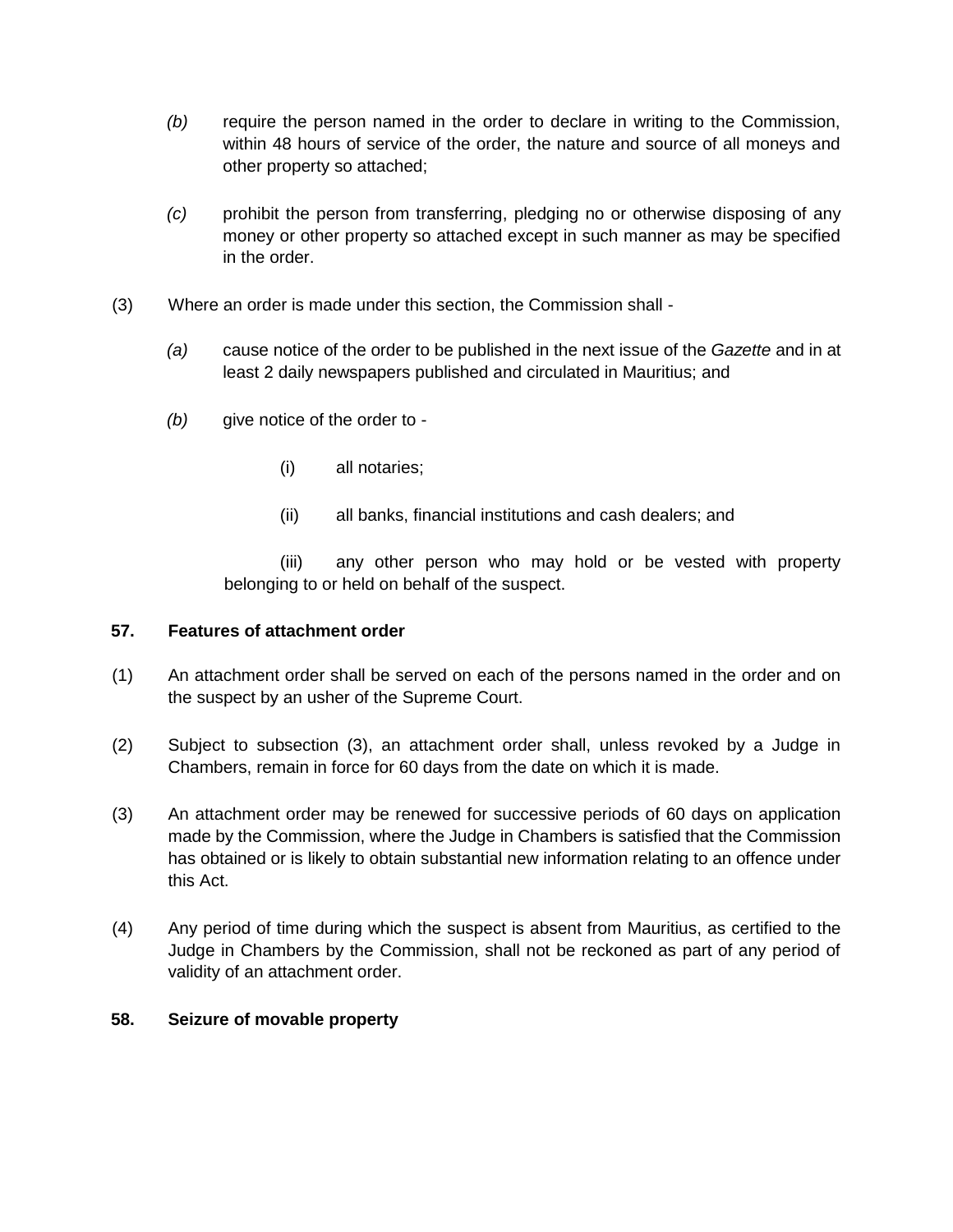(b) require the person named in the order to declare in writing to the Commission, within 48 hours of service of the order, the nature and source of all moneys and other property so attached;

(c) prohibit the person from transferring, pledging no or otherwise disposing of any money or other property so attached except in such manner as may be specified in the order.

(3) Where an order is made under this section, the Commission shall -

(a) cause notice of the order to be published in the next issue of the *Gazette* and in at least 2 daily newspapers published and circulated in Mauritius; and

(b) give notice of the order to -

(i) all notaries;

(ii) all banks, financial institutions and cash dealers; and

(iii) any other person who may hold or be vested with property belonging to or held on behalf of the suspect.

**57. Features of attachment order**

(1) An attachment order shall be served on each of the persons named in the order and on the suspect by an usher of the Supreme Court.

(2) Subject to subsection (3), an attachment order shall, unless revoked by a Judge in Chambers, remain in force for 60 days from the date on which it is made.

(3) An attachment order may be renewed for successive periods of 60 days on application made by the Commission, where the Judge in Chambers is satisfied that the Commission has obtained or is likely to obtain substantial new information relating to an offence under this Act.

(4) Any period of time during which the suspect is absent from Mauritius, as certified to the Judge in Chambers by the Commission, shall not be reckoned as part of any period of validity of an attachment order.

**58. Seizure of movable property**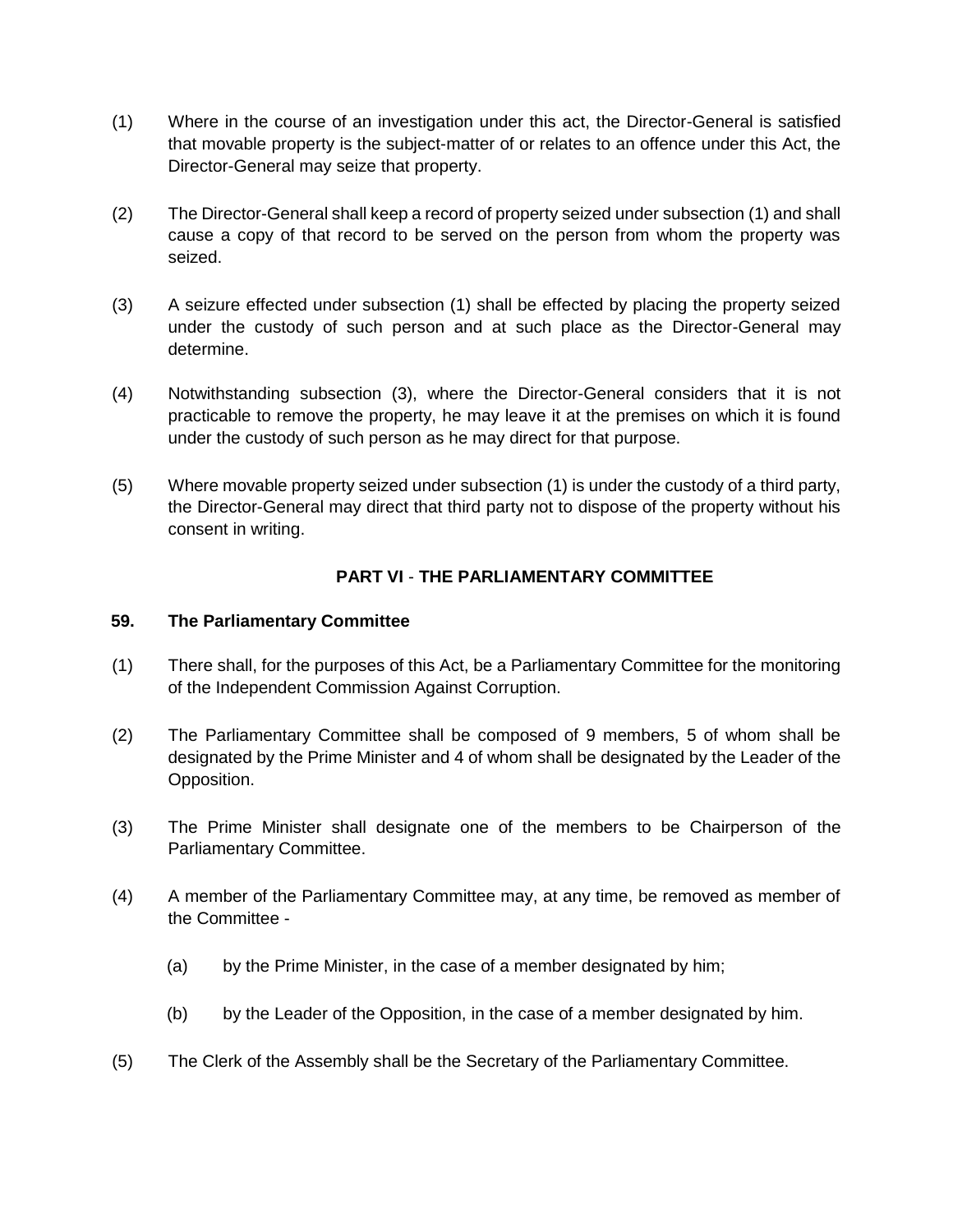(1) Where in the course of an investigation under this act, the Director-General is satisfied that movable property is the subject-matter of or relates to an offence under this Act, the Director-General may seize that property.

(2) The Director-General shall keep a record of property seized under subsection (1) and shall cause a copy of that record to be served on the person from whom the property was seized.

(3) A seizure effected under subsection (1) shall be effected by placing the property seized under the custody of such person and at such place as the Director-General may determine.

(4) Notwithstanding subsection (3), where the Director-General considers that it is not practicable to remove the property, he may leave it at the premises on which it is found under the custody of such person as he may direct for that purpose.

(5) Where movable property seized under subsection (1) is under the custody of a third party, the Director-General may direct that third party not to dispose of the property without his consent in writing.

## PART VI - THE PARLIAMENTARY COMMITTEE

### 59. The Parliamentary Committee

(1) There shall, for the purposes of this Act, be a Parliamentary Committee for the monitoring of the Independent Commission Against Corruption.

(2) The Parliamentary Committee shall be composed of 9 members, 5 of whom shall be designated by the Prime Minister and 4 of whom shall be designated by the Leader of the Opposition.

(3) The Prime Minister shall designate one of the members to be Chairperson of the Parliamentary Committee.

(4) A member of the Parliamentary Committee may, at any time, be removed as member of the Committee -

- (a) by the Prime Minister, in the case of a member designated by him;
- (b) by the Leader of the Opposition, in the case of a member designated by him.

(5) The Clerk of the Assembly shall be the Secretary of the Parliamentary Committee.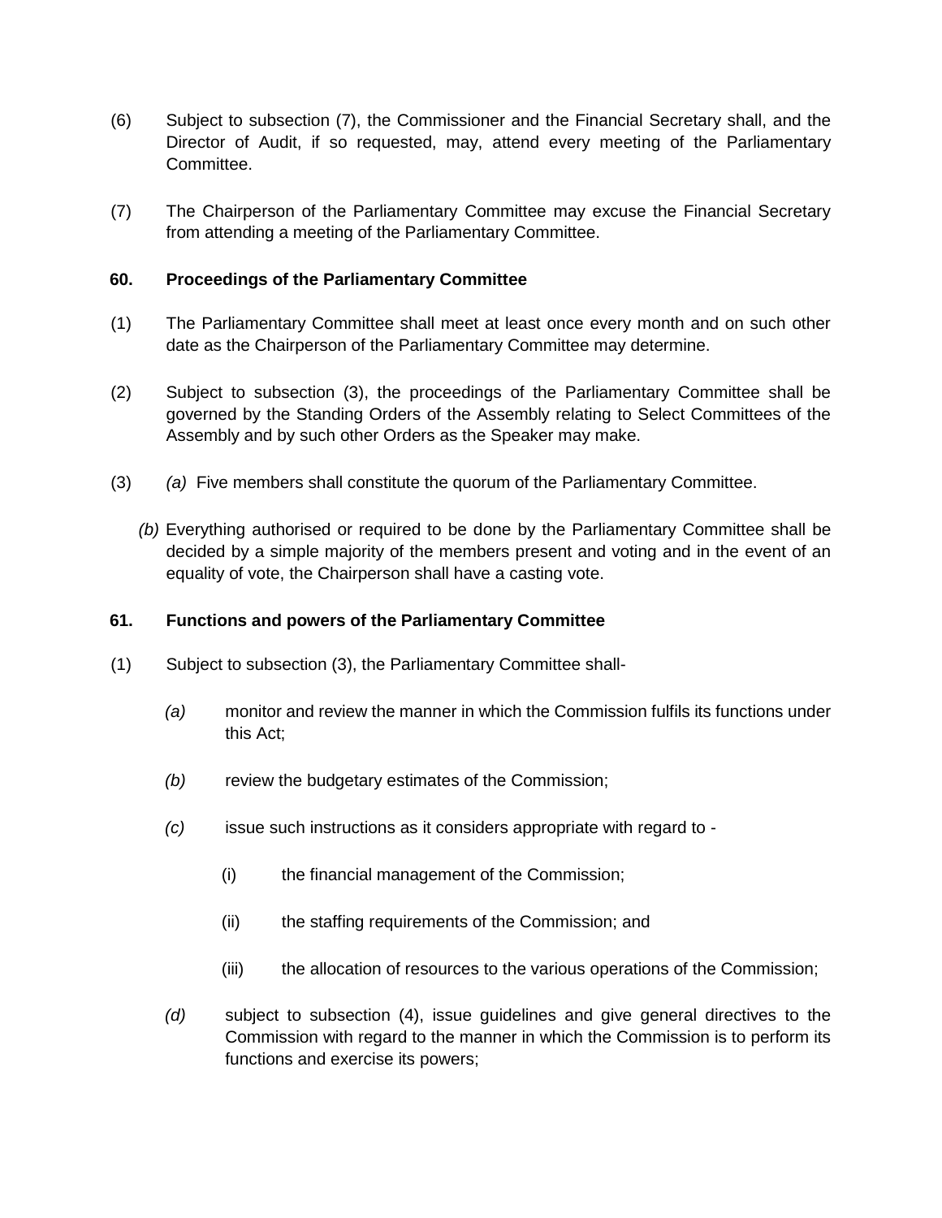(6) Subject to subsection (7), the Commissioner and the Financial Secretary shall, and the Director of Audit, if so requested, may, attend every meeting of the Parliamentary Committee.

(7) The Chairperson of the Parliamentary Committee may excuse the Financial Secretary from attending a meeting of the Parliamentary Committee.

**60. Proceedings of the Parliamentary Committee**

(1) The Parliamentary Committee shall meet at least once every month and on such other date as the Chairperson of the Parliamentary Committee may determine.

(2) Subject to subsection (3), the proceedings of the Parliamentary Committee shall be governed by the Standing Orders of the Assembly relating to Select Committees of the Assembly and by such other Orders as the Speaker may make.

(3) *(a)* Five members shall constitute the quorum of the Parliamentary Committee.

*(b)* Everything authorised or required to be done by the Parliamentary Committee shall be decided by a simple majority of the members present and voting and in the event of an equality of vote, the Chairperson shall have a casting vote.

**61. Functions and powers of the Parliamentary Committee**

(1) Subject to subsection (3), the Parliamentary Committee shall-

*(a)* monitor and review the manner in which the Commission fulfils its functions under this Act;

*(b)* review the budgetary estimates of the Commission;

*(c)* issue such instructions as it considers appropriate with regard to -

(i) the financial management of the Commission;

(ii) the staffing requirements of the Commission; and

(iii) the allocation of resources to the various operations of the Commission;

*(d)* subject to subsection (4), issue guidelines and give general directives to the Commission with regard to the manner in which the Commission is to perform its functions and exercise its powers;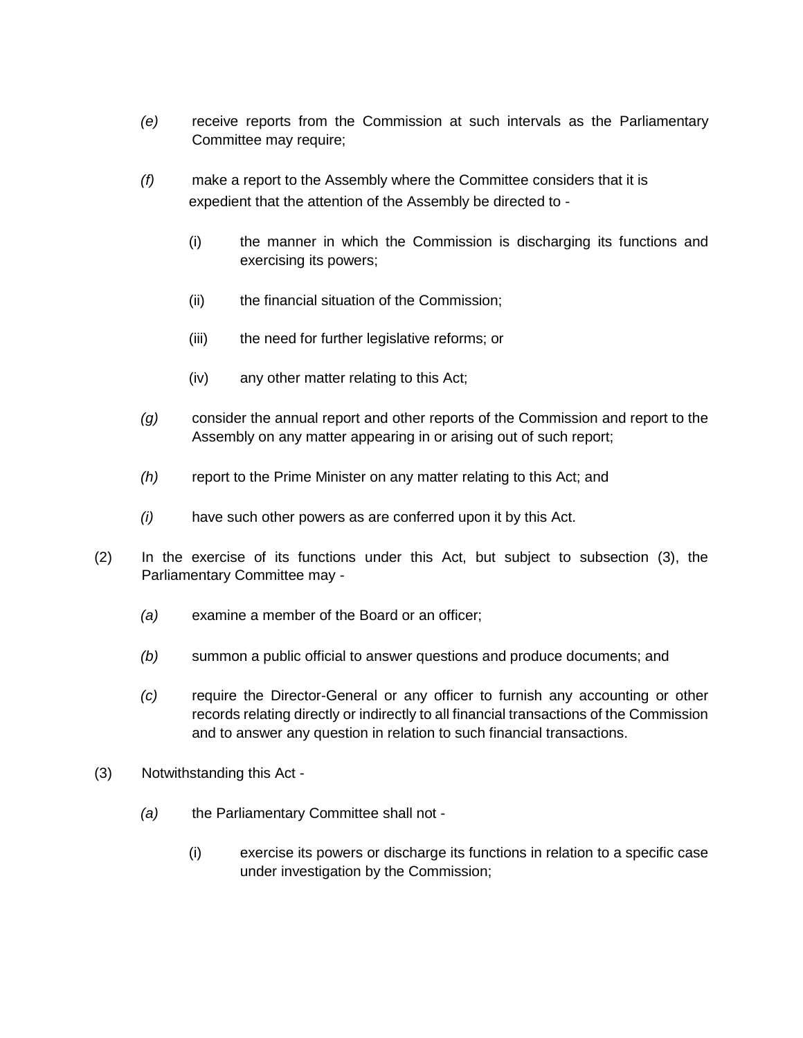*(e)* receive reports from the Commission at such intervals as the Parliamentary Committee may require;

*(f)* make a report to the Assembly where the Committee considers that it is expedient that the attention of the Assembly be directed to -

(i) the manner in which the Commission is discharging its functions and exercising its powers;

(ii) the financial situation of the Commission;

(iii) the need for further legislative reforms; or

(iv) any other matter relating to this Act;

*(g)* consider the annual report and other reports of the Commission and report to the Assembly on any matter appearing in or arising out of such report;

*(h)* report to the Prime Minister on any matter relating to this Act; and

*(i)* have such other powers as are conferred upon it by this Act.

(2) In the exercise of its functions under this Act, but subject to subsection (3), the Parliamentary Committee may -

*(a)* examine a member of the Board or an officer;

*(b)* summon a public official to answer questions and produce documents; and

*(c)* require the Director-General or any officer to furnish any accounting or other records relating directly or indirectly to all financial transactions of the Commission and to answer any question in relation to such financial transactions.

(3) Notwithstanding this Act -

*(a)* the Parliamentary Committee shall not -

(i) exercise its powers or discharge its functions in relation to a specific case under investigation by the Commission;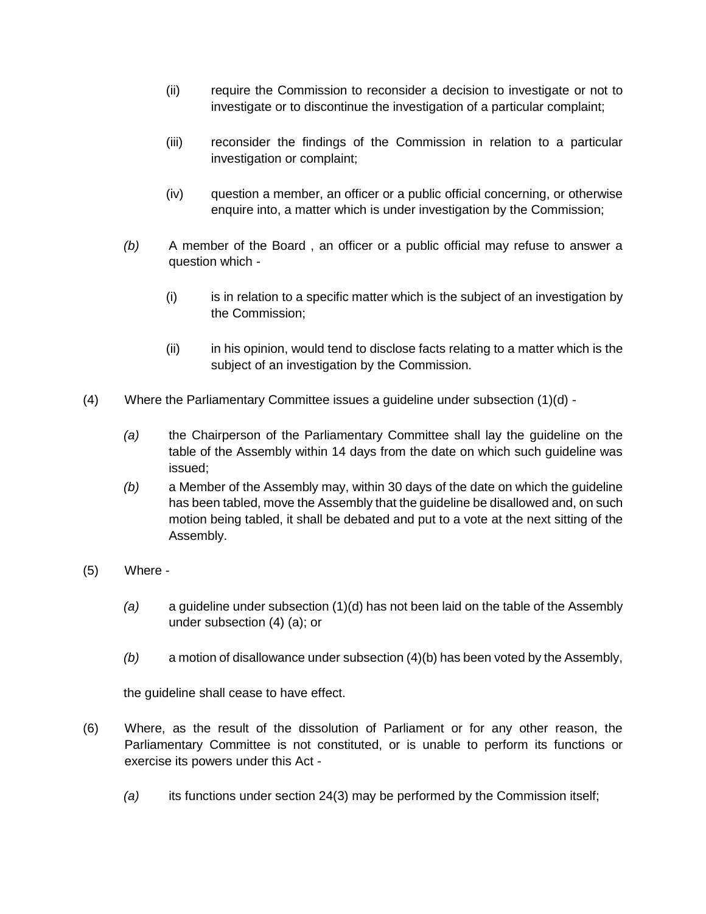(ii) require the Commission to reconsider a decision to investigate or not to investigate or to discontinue the investigation of a particular complaint;

(iii) reconsider the findings of the Commission in relation to a particular investigation or complaint;

(iv) question a member, an officer or a public official concerning, or otherwise enquire into, a matter which is under investigation by the Commission;

*(b)* A member of the Board , an officer or a public official may refuse to answer a question which -

(i) is in relation to a specific matter which is the subject of an investigation by the Commission;

(ii) in his opinion, would tend to disclose facts relating to a matter which is the subject of an investigation by the Commission.

(4) Where the Parliamentary Committee issues a guideline under subsection (1)(d) -

*(a)* the Chairperson of the Parliamentary Committee shall lay the guideline on the table of the Assembly within 14 days from the date on which such guideline was issued;

*(b)* a Member of the Assembly may, within 30 days of the date on which the guideline has been tabled, move the Assembly that the guideline be disallowed and, on such motion being tabled, it shall be debated and put to a vote at the next sitting of the Assembly.

(5) Where -

*(a)* a guideline under subsection (1)(d) has not been laid on the table of the Assembly under subsection (4) (a); or

*(b)* a motion of disallowance under subsection (4)(b) has been voted by the Assembly,

the guideline shall cease to have effect.

(6) Where, as the result of the dissolution of Parliament or for any other reason, the Parliamentary Committee is not constituted, or is unable to perform its functions or exercise its powers under this Act -

*(a)* its functions under section 24(3) may be performed by the Commission itself;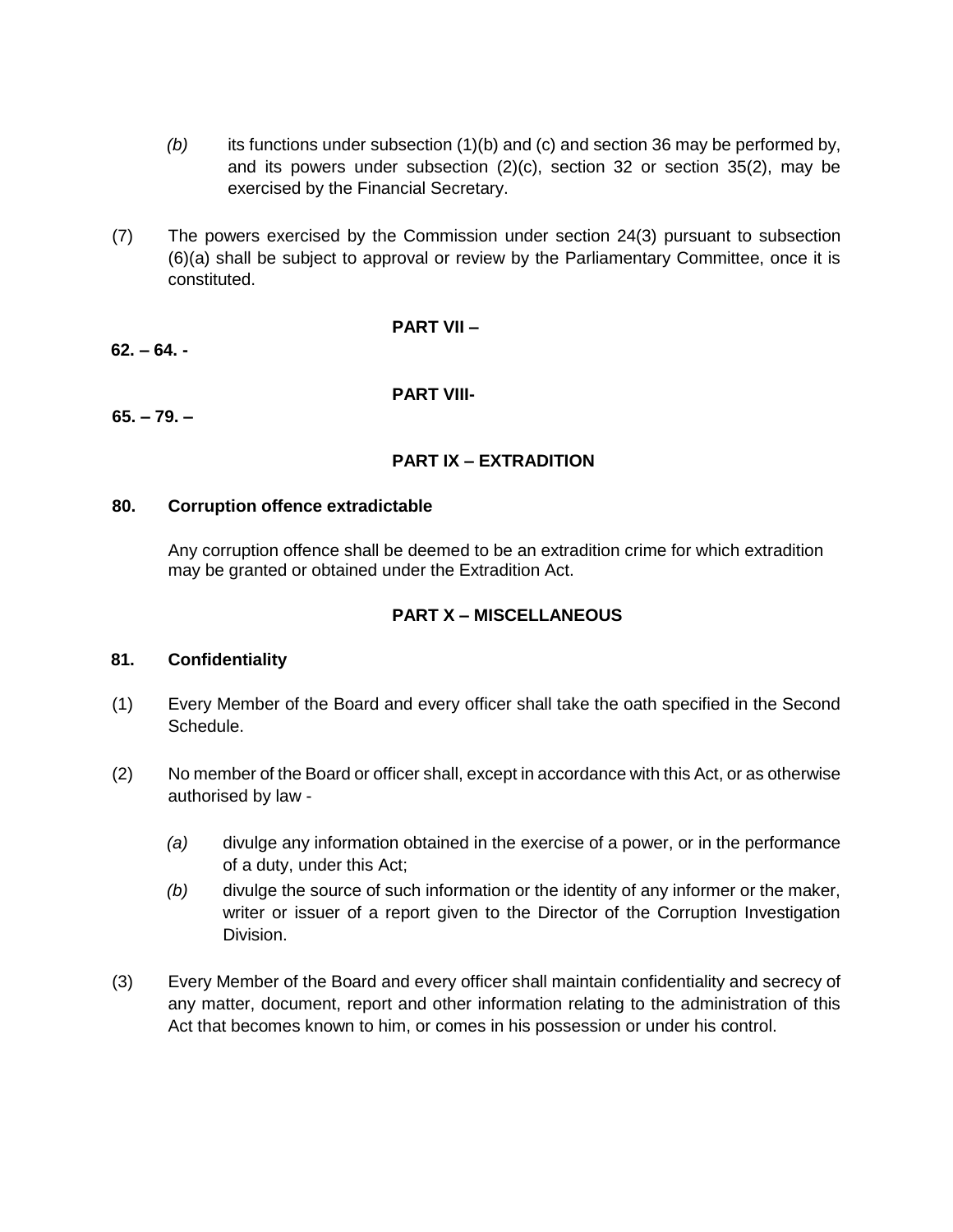(b) its functions under subsection (1)(b) and (c) and section 36 may be performed by, and its powers under subsection (2)(c), section 32 or section 35(2), may be exercised by the Financial Secretary.

(7) The powers exercised by the Commission under section 24(3) pursuant to subsection (6)(a) shall be subject to approval or review by the Parliamentary Committee, once it is constituted.

## PART VII –

**62. – 64. -**

## PART VIII-

**65. – 79. –**

## PART IX – EXTRADITION

### 80. Corruption offence extradictable

Any corruption offence shall be deemed to be an extradition crime for which extradition may be granted or obtained under the Extradition Act.

## PART X – MISCELLANEOUS

### 81. Confidentiality

(1) Every Member of the Board and every officer shall take the oath specified in the Second Schedule.

(2) No member of the Board or officer shall, except in accordance with this Act, or as otherwise authorised by law -

*(a)* divulge any information obtained in the exercise of a power, or in the performance of a duty, under this Act;

*(b)* divulge the source of such information or the identity of any informer or the maker, writer or issuer of a report given to the Director of the Corruption Investigation Division.

(3) Every Member of the Board and every officer shall maintain confidentiality and secrecy of any matter, document, report and other information relating to the administration of this Act that becomes known to him, or comes in his possession or under his control.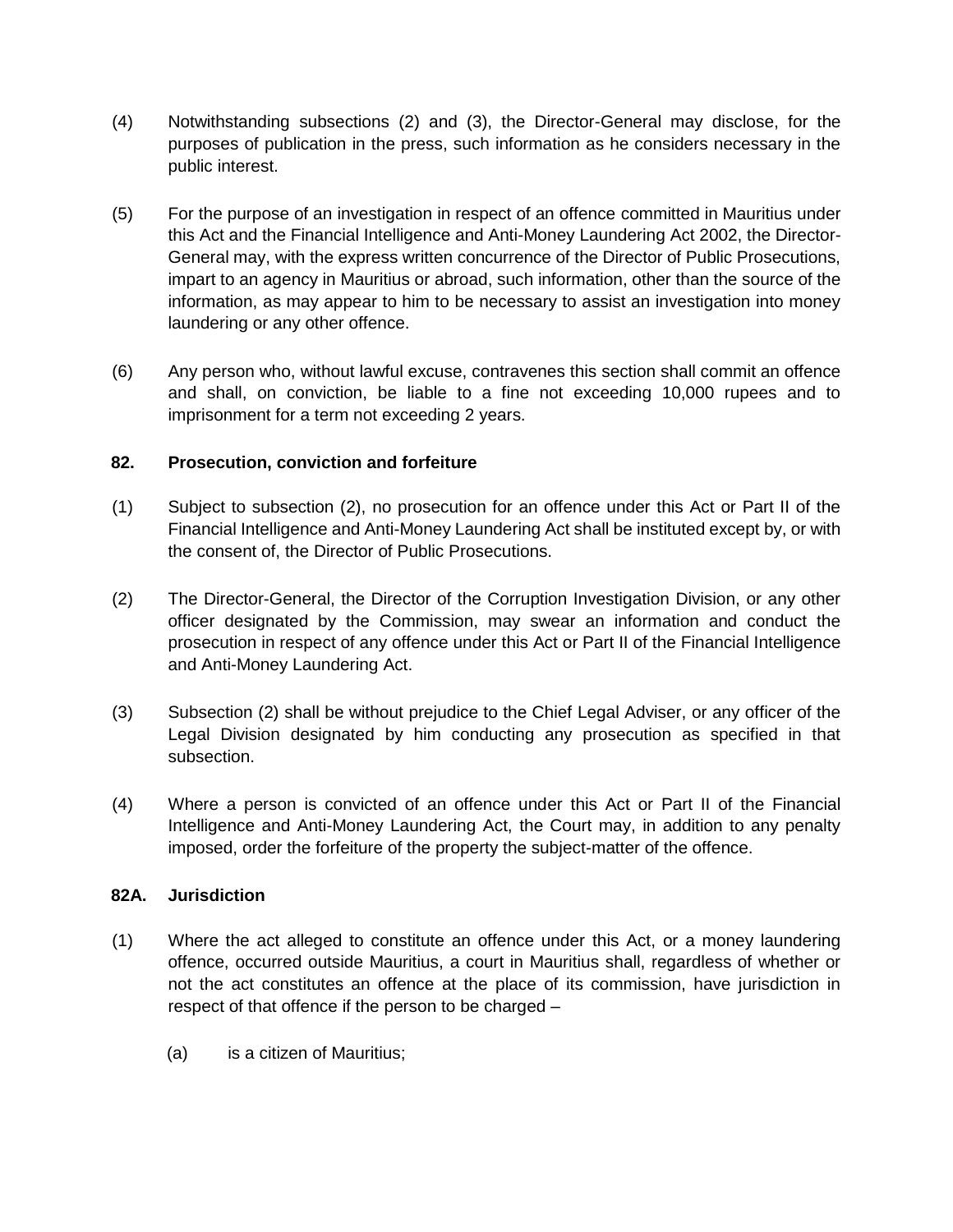(4) Notwithstanding subsections (2) and (3), the Director-General may disclose, for the purposes of publication in the press, such information as he considers necessary in the public interest.

(5) For the purpose of an investigation in respect of an offence committed in Mauritius under this Act and the Financial Intelligence and Anti-Money Laundering Act 2002, the Director-General may, with the express written concurrence of the Director of Public Prosecutions, impart to an agency in Mauritius or abroad, such information, other than the source of the information, as may appear to him to be necessary to assist an investigation into money laundering or any other offence.

(6) Any person who, without lawful excuse, contravenes this section shall commit an offence and shall, on conviction, be liable to a fine not exceeding 10,000 rupees and to imprisonment for a term not exceeding 2 years.

**82. Prosecution, conviction and forfeiture**

(1) Subject to subsection (2), no prosecution for an offence under this Act or Part II of the Financial Intelligence and Anti-Money Laundering Act shall be instituted except by, or with the consent of, the Director of Public Prosecutions.

(2) The Director-General, the Director of the Corruption Investigation Division, or any other officer designated by the Commission, may swear an information and conduct the prosecution in respect of any offence under this Act or Part II of the Financial Intelligence and Anti-Money Laundering Act.

(3) Subsection (2) shall be without prejudice to the Chief Legal Adviser, or any officer of the Legal Division designated by him conducting any prosecution as specified in that subsection.

(4) Where a person is convicted of an offence under this Act or Part II of the Financial Intelligence and Anti-Money Laundering Act, the Court may, in addition to any penalty imposed, order the forfeiture of the property the subject-matter of the offence.

**82A. Jurisdiction**

(1) Where the act alleged to constitute an offence under this Act, or a money laundering offence, occurred outside Mauritius, a court in Mauritius shall, regardless of whether or not the act constitutes an offence at the place of its commission, have jurisdiction in respect of that offence if the person to be charged –

(a) is a citizen of Mauritius;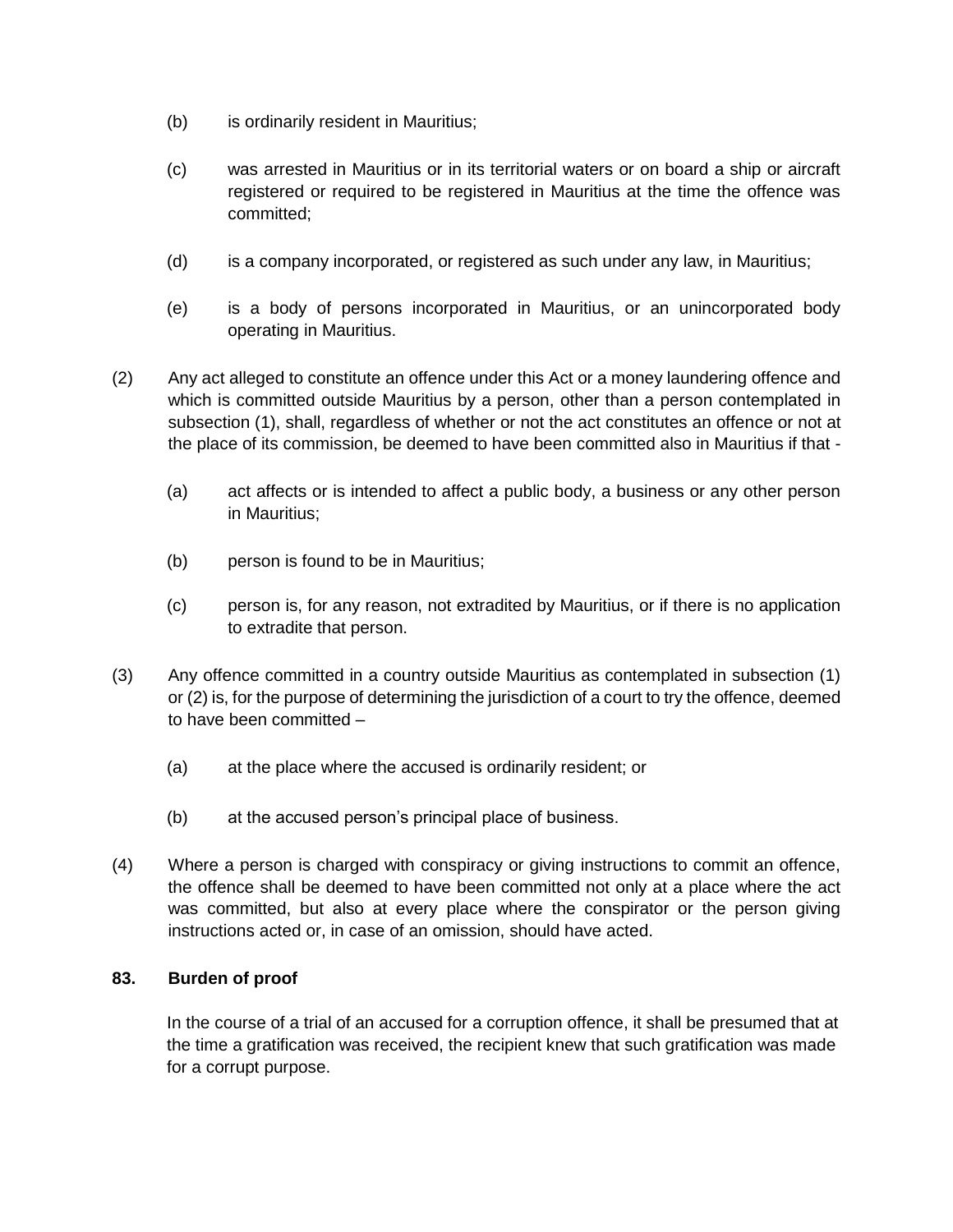(b) is ordinarily resident in Mauritius;

(c) was arrested in Mauritius or in its territorial waters or on board a ship or aircraft registered or required to be registered in Mauritius at the time the offence was committed;

(d) is a company incorporated, or registered as such under any law, in Mauritius;

(e) is a body of persons incorporated in Mauritius, or an unincorporated body operating in Mauritius.

(2) Any act alleged to constitute an offence under this Act or a money laundering offence and which is committed outside Mauritius by a person, other than a person contemplated in subsection (1), shall, regardless of whether or not the act constitutes an offence or not at the place of its commission, be deemed to have been committed also in Mauritius if that -

(a) act affects or is intended to affect a public body, a business or any other person in Mauritius;

(b) person is found to be in Mauritius;

(c) person is, for any reason, not extradited by Mauritius, or if there is no application to extradite that person.

(3) Any offence committed in a country outside Mauritius as contemplated in subsection (1) or (2) is, for the purpose of determining the jurisdiction of a court to try the offence, deemed to have been committed –

(a) at the place where the accused is ordinarily resident; or

(b) at the accused person's principal place of business.

(4) Where a person is charged with conspiracy or giving instructions to commit an offence, the offence shall be deemed to have been committed not only at a place where the act was committed, but also at every place where the conspirator or the person giving instructions acted or, in case of an omission, should have acted.

**83. Burden of proof**

In the course of a trial of an accused for a corruption offence, it shall be presumed that at the time a gratification was received, the recipient knew that such gratification was made for a corrupt purpose.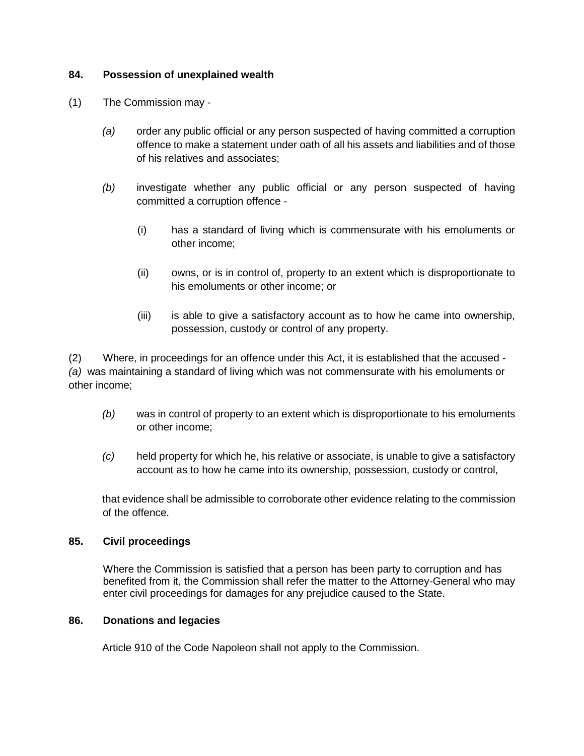**84. Possession of unexplained wealth**

(1) The Commission may -

*(a)* order any public official or any person suspected of having committed a corruption offence to make a statement under oath of all his assets and liabilities and of those of his relatives and associates;

*(b)* investigate whether any public official or any person suspected of having committed a corruption offence -

(i) has a standard of living which is commensurate with his emoluments or other income;

(ii) owns, or is in control of, property to an extent which is disproportionate to his emoluments or other income; or

(iii) is able to give a satisfactory account as to how he came into ownership, possession, custody or control of any property.

(2) Where, in proceedings for an offence under this Act, it is established that the accused -

*(a)* was maintaining a standard of living which was not commensurate with his emoluments or other income;

*(b)* was in control of property to an extent which is disproportionate to his emoluments or other income;

*(c)* held property for which he, his relative or associate, is unable to give a satisfactory account as to how he came into its ownership, possession, custody or control,

that evidence shall be admissible to corroborate other evidence relating to the commission of the offence.

**85. Civil proceedings**

Where the Commission is satisfied that a person has been party to corruption and has benefited from it, the Commission shall refer the matter to the Attorney-General who may enter civil proceedings for damages for any prejudice caused to the State.

**86. Donations and legacies**

Article 910 of the Code Napoleon shall not apply to the Commission.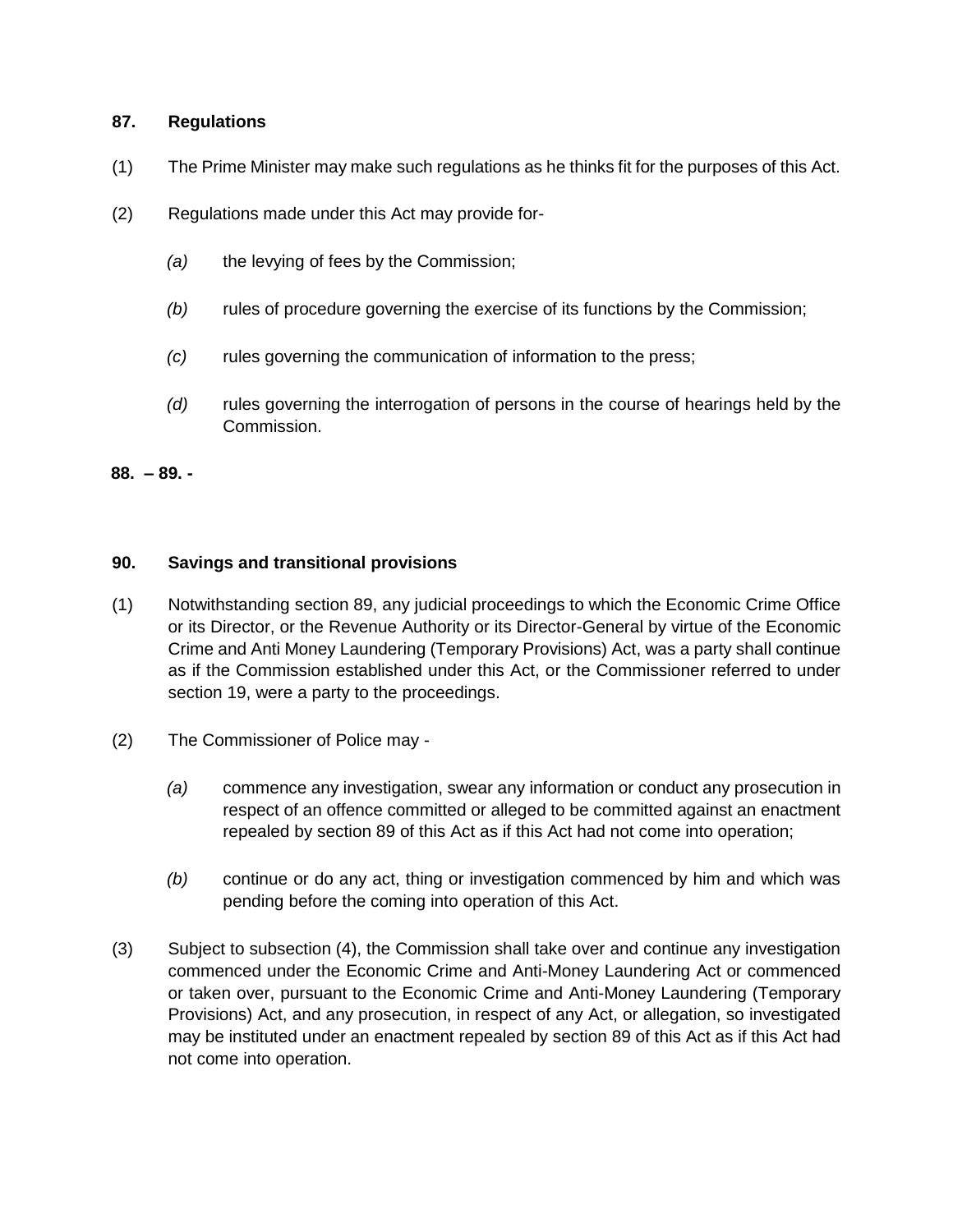**87. Regulations**

(1) The Prime Minister may make such regulations as he thinks fit for the purposes of this Act.

(2) Regulations made under this Act may provide for-

*(a)* the levying of fees by the Commission;

*(b)* rules of procedure governing the exercise of its functions by the Commission;

*(c)* rules governing the communication of information to the press;

*(d)* rules governing the interrogation of persons in the course of hearings held by the Commission.

**88. – 89. -**

**90. Savings and transitional provisions**

(1) Notwithstanding section 89, any judicial proceedings to which the Economic Crime Office or its Director, or the Revenue Authority or its Director-General by virtue of the Economic Crime and Anti Money Laundering (Temporary Provisions) Act, was a party shall continue as if the Commission established under this Act, or the Commissioner referred to under section 19, were a party to the proceedings.

(2) The Commissioner of Police may -

*(a)* commence any investigation, swear any information or conduct any prosecution in respect of an offence committed or alleged to be committed against an enactment repealed by section 89 of this Act as if this Act had not come into operation;

*(b)* continue or do any act, thing or investigation commenced by him and which was pending before the coming into operation of this Act.

(3) Subject to subsection (4), the Commission shall take over and continue any investigation commenced under the Economic Crime and Anti-Money Laundering Act or commenced or taken over, pursuant to the Economic Crime and Anti-Money Laundering (Temporary Provisions) Act, and any prosecution, in respect of any Act, or allegation, so investigated may be instituted under an enactment repealed by section 89 of this Act as if this Act had not come into operation.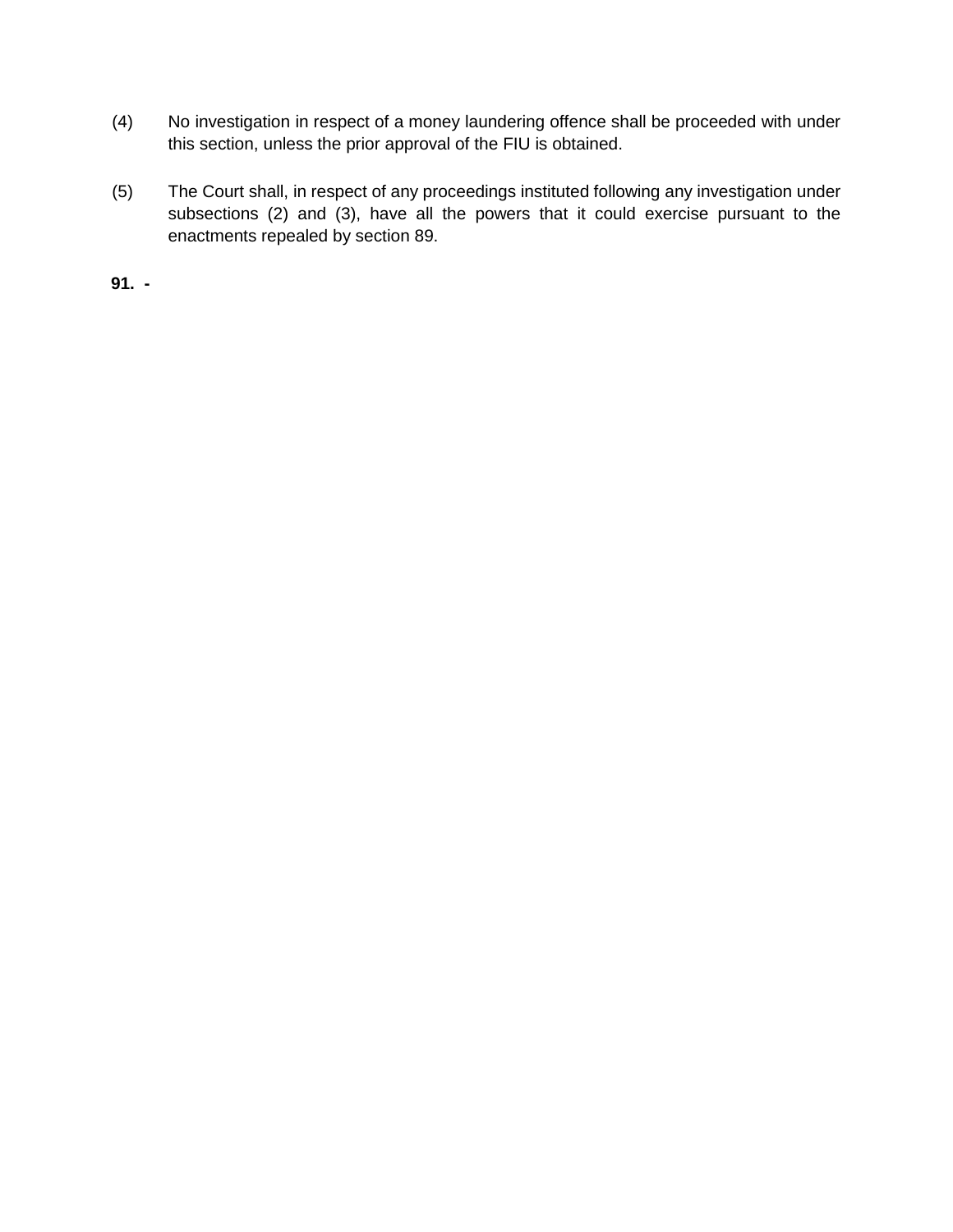(4) No investigation in respect of a money laundering offence shall be proceeded with under this section, unless the prior approval of the FIU is obtained.

(5) The Court shall, in respect of any proceedings instituted following any investigation under subsections (2) and (3), have all the powers that it could exercise pursuant to the enactments repealed by section 89.

**91. -**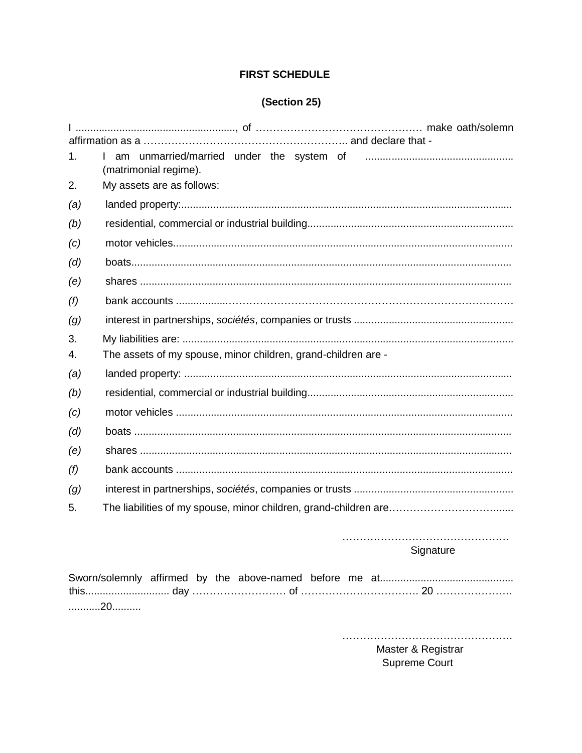**FIRST SCHEDULE**

**(Section 25)**

I ........................................................, of ………………………………………… make oath/solemn affirmation as a ………………………………………………….. and declare that -

1. I am unmarried/married under the system of .................................................. (matrimonial regime).
2. My assets are as follows:

*(a)* landed property:................................................................................................................

*(b)* residential, commercial or industrial building......................................................................

*(c)* motor vehicles....................................................................................................................

*(d)* boats..................................................................................................................................

*(e)* shares ................................................................................................................................

*(f)* bank accounts .................………………………………………………………………………

*(g)* interest in partnerships, *sociétés*, companies or trusts .......................................................

3. My liabilities are: .................................................................................................................
4. The assets of my spouse, minor children, grand-children are -

*(a)* landed property: ...............................................................................................................

*(b)* residential, commercial or industrial building......................................................................

*(c)* motor vehicles ..................................................................................................................

*(d)* boats .................................................................................................................................

*(e)* shares ...............................................................................................................................

*(f)* bank accounts ...................................................................................................................

*(g)* interest in partnerships, *sociétés*, companies or trusts .......................................................

5. The liabilities of my spouse, minor children, grand-children are……………………………......

…………………………………………
Signature

Sworn/solemnly affirmed by the above-named before me at.............................................. this............................. day ……………………… of ……………………………. 20 …………………

...........20..........

……………………………………………
Master & Registrar
Supreme Court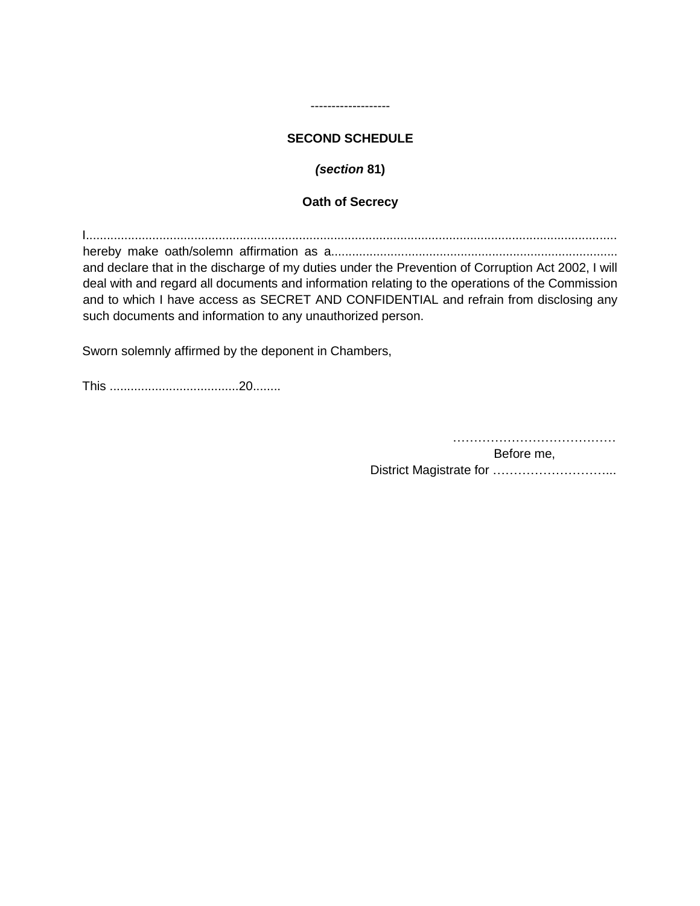-------------------

**SECOND SCHEDULE**

***(section* 81)**

**Oath of Secrecy**

I..........................................................................................................................................
hereby make oath/solemn affirmation as a.................................................................................
and declare that in the discharge of my duties under the Prevention of Corruption Act 2002, I will deal with and regard all documents and information relating to the operations of the Commission and to which I have access as SECRET AND CONFIDENTIAL and refrain from disclosing any such documents and information to any unauthorized person.

Sworn solemnly affirmed by the deponent in Chambers,

This .....................................20........

…………………………………

Before me,

District Magistrate for ………………………...